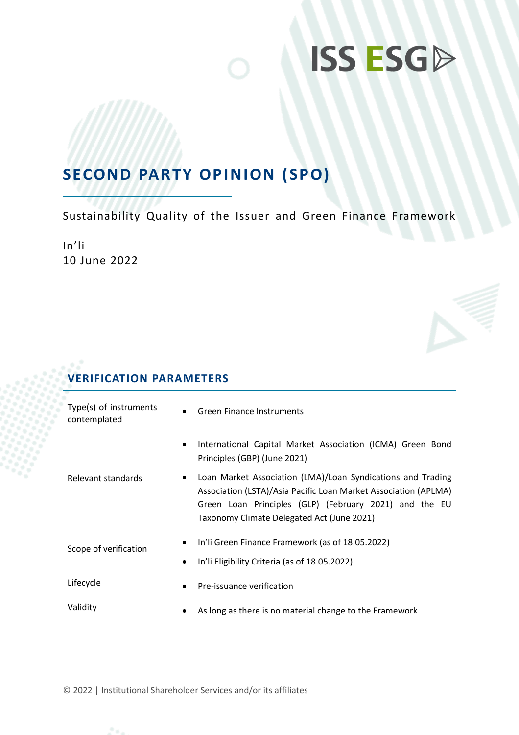ISS ESG

# SECOND PARTY OPINION (SPO)

Sustainability Quality of the Issuer and Green Finance Framework

In'li
10 June 2022

## VERIFICATION PARAMETERS

| | |
|---|---|
| Type(s) of instruments contemplated | • Green Finance Instruments |
| Relevant standards | • International Capital Market Association (ICMA) Green Bond Principles (GBP) (June 2021)<br>• Loan Market Association (LMA)/Loan Syndications and Trading Association (LSTA)/Asia Pacific Loan Market Association (APLMA) Green Loan Principles (GLP) (February 2021) and the EU Taxonomy Climate Delegated Act (June 2021) |
| Scope of verification | • In'li Green Finance Framework (as of 18.05.2022)<br>• In'li Eligibility Criteria (as of 18.05.2022) |
| Lifecycle | • Pre-issuance verification |
| Validity | • As long as there is no material change to the Framework |

© 2022 | Institutional Shareholder Services and/or its affiliates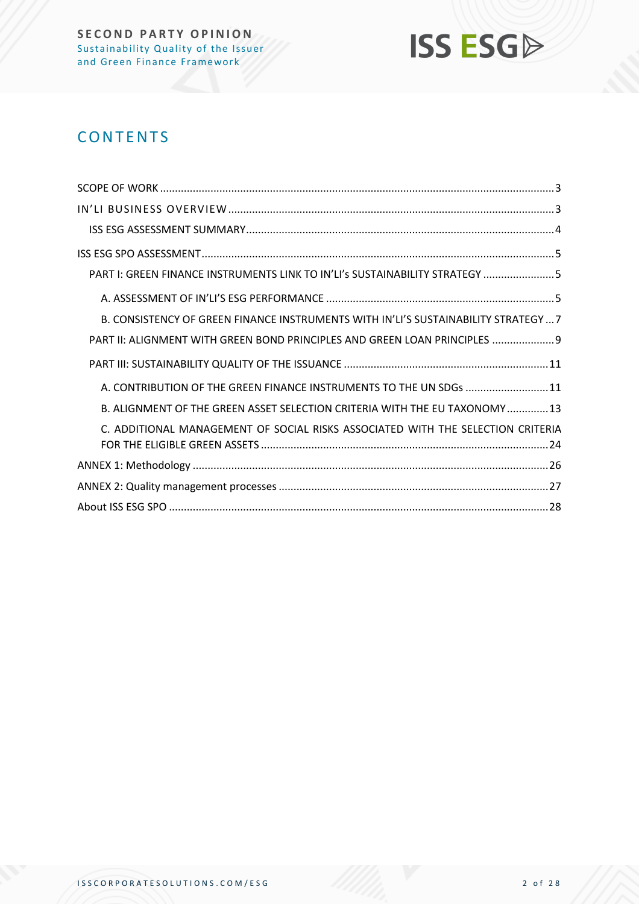# CONTENTS

- SCOPE OF WORK ....................................................................................................................................3
- IN'LI BUSINESS OVERVIEW ...................................................................................................................3
  - ISS ESG ASSESSMENT SUMMARY..........................................................................................................4
- ISS ESG SPO ASSESSMENT.......................................................................................................................5
  - PART I: GREEN FINANCE INSTRUMENTS LINK TO IN'LI's SUSTAINABILITY STRATEGY ........................5
    - A. ASSESSMENT OF IN'LI'S ESG PERFORMANCE ............................................................................5
    - B. CONSISTENCY OF GREEN FINANCE INSTRUMENTS WITH IN'LI'S SUSTAINABILITY STRATEGY ...7
  - PART II: ALIGNMENT WITH GREEN BOND PRINCIPLES AND GREEN LOAN PRINCIPLES .....................9
  - PART III: SUSTAINABILITY QUALITY OF THE ISSUANCE ....................................................................11
    - A. CONTRIBUTION OF THE GREEN FINANCE INSTRUMENTS TO THE UN SDGs ............................11
    - B. ALIGNMENT OF THE GREEN ASSET SELECTION CRITERIA WITH THE EU TAXONOMY.............13
    - C. ADDITIONAL MANAGEMENT OF SOCIAL RISKS ASSOCIATED WITH THE SELECTION CRITERIA FOR THE ELIGIBLE GREEN ASSETS ................................................................................................24
- ANNEX 1: Methodology ........................................................................................................................26
- ANNEX 2: Quality management processes ...........................................................................................27
- About ISS ESG SPO ...............................................................................................................................28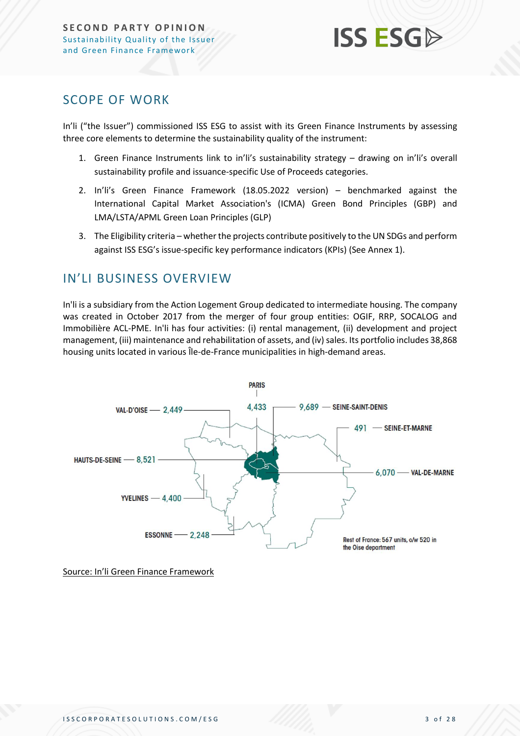## SCOPE OF WORK

In'li ("the Issuer") commissioned ISS ESG to assist with its Green Finance Instruments by assessing three core elements to determine the sustainability quality of the instrument:

1. Green Finance Instruments link to in'li's sustainability strategy – drawing on in'li's overall sustainability profile and issuance-specific Use of Proceeds categories.
2. In'li's Green Finance Framework (18.05.2022 version) – benchmarked against the International Capital Market Association's (ICMA) Green Bond Principles (GBP) and LMA/LSTA/APML Green Loan Principles (GLP)
3. The Eligibility criteria – whether the projects contribute positively to the UN SDGs and perform against ISS ESG's issue-specific key performance indicators (KPIs) (See Annex 1).

## IN'LI BUSINESS OVERVIEW

In'li is a subsidiary from the Action Logement Group dedicated to intermediate housing. The company was created in October 2017 from the merger of four group entities: OGIF, RRP, SOCALOG and Immobilière ACL-PME. In'li has four activities: (i) rental management, (ii) development and project management, (iii) maintenance and rehabilitation of assets, and (iv) sales. Its portfolio includes 38,868 housing units located in various Île-de-France municipalities in high-demand areas.

PARIS — 4,433
SEINE-SAINT-DENIS — 9,689
SEINE-ET-MARNE — 491
VAL-DE-MARNE — 6,070
VAL-D'OISE — 2,449
HAUTS-DE-SEINE — 8,521
YVELINES — 4,400
ESSONNE — 2,248
Rest of France: 567 units, o/w 520 in the Oise department

Source: In'li Green Finance Framework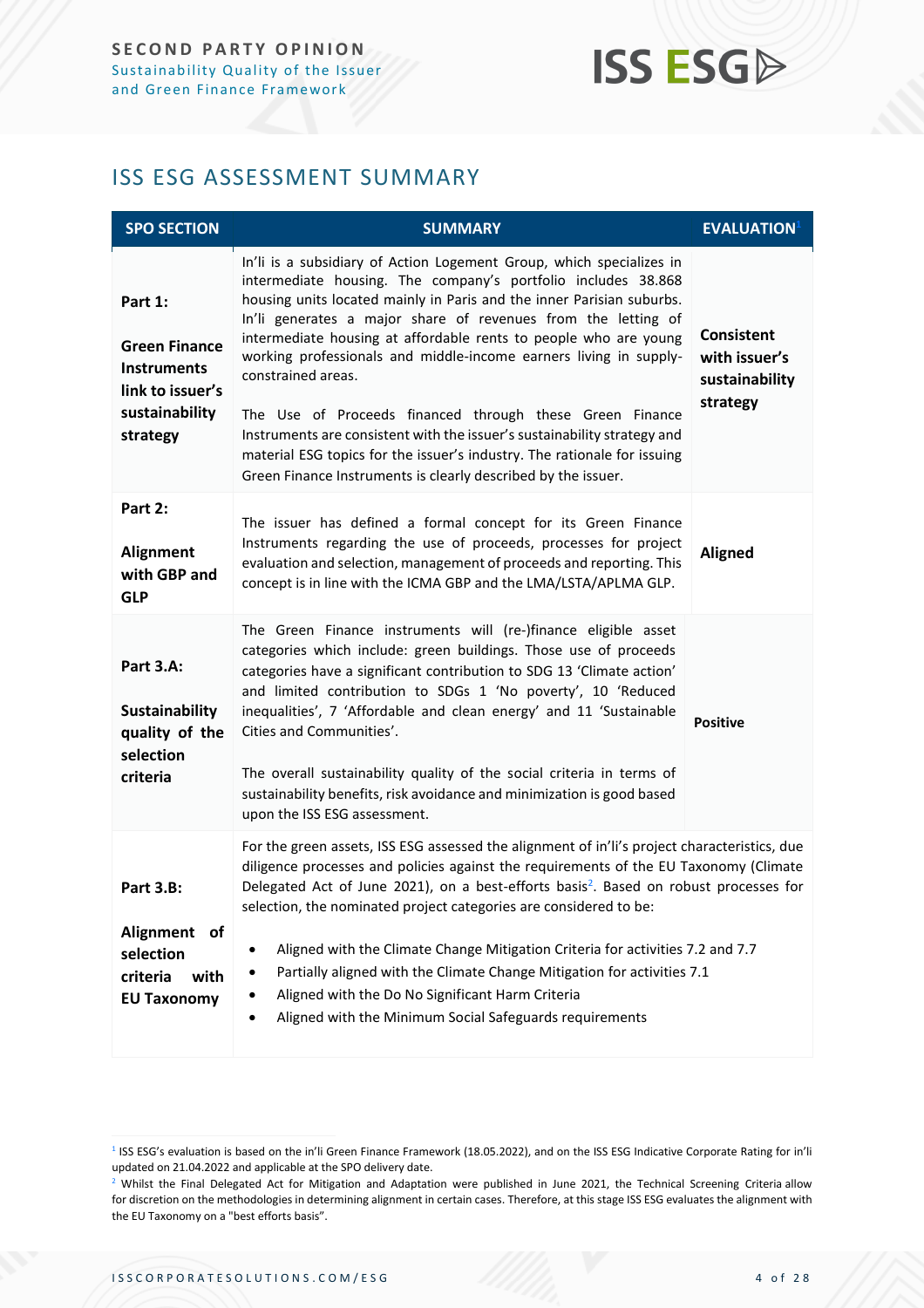## ISS ESG ASSESSMENT SUMMARY

| SPO SECTION | SUMMARY | EVALUATION[1] |
|---|---|---|
| **Part 1: Green Finance Instruments link to issuer's sustainability strategy** | In'li is a subsidiary of Action Logement Group, which specializes in intermediate housing. The company's portfolio includes 38.868 housing units located mainly in Paris and the inner Parisian suburbs. In'li generates a major share of revenues from the letting of intermediate housing at affordable rents to people who are young working professionals and middle-income earners living in supply-constrained areas. <br><br> The Use of Proceeds financed through these Green Finance Instruments are consistent with the issuer's sustainability strategy and material ESG topics for the issuer's industry. The rationale for issuing Green Finance Instruments is clearly described by the issuer. | **Consistent with issuer's sustainability strategy** |
| **Part 2: Alignment with GBP and GLP** | The issuer has defined a formal concept for its Green Finance Instruments regarding the use of proceeds, processes for project evaluation and selection, management of proceeds and reporting. This concept is in line with the ICMA GBP and the LMA/LSTA/APLMA GLP. | **Aligned** |
| **Part 3.A: Sustainability quality of the selection criteria** | The Green Finance instruments will (re-)finance eligible asset categories which include: green buildings. Those use of proceeds categories have a significant contribution to SDG 13 'Climate action' and limited contribution to SDGs 1 'No poverty', 10 'Reduced inequalities', 7 'Affordable and clean energy' and 11 'Sustainable Cities and Communities'. <br><br> The overall sustainability quality of the social criteria in terms of sustainability benefits, risk avoidance and minimization is good based upon the ISS ESG assessment. | **Positive** |
| **Part 3.B: Alignment of selection criteria with EU Taxonomy** | For the green assets, ISS ESG assessed the alignment of in'li's project characteristics, due diligence processes and policies against the requirements of the EU Taxonomy (Climate Delegated Act of June 2021), on a best-efforts basis[2]. Based on robust processes for selection, the nominated project categories are considered to be: <br><br> • Aligned with the Climate Change Mitigation Criteria for activities 7.2 and 7.7 <br> • Partially aligned with the Climate Change Mitigation for activities 7.1 <br> • Aligned with the Do No Significant Harm Criteria <br> • Aligned with the Minimum Social Safeguards requirements | |

[1] ISS ESG's evaluation is based on the in'li Green Finance Framework (18.05.2022), and on the ISS ESG Indicative Corporate Rating for in'li updated on 21.04.2022 and applicable at the SPO delivery date.

[2] Whilst the Final Delegated Act for Mitigation and Adaptation were published in June 2021, the Technical Screening Criteria allow for discretion on the methodologies in determining alignment in certain cases. Therefore, at this stage ISS ESG evaluates the alignment with the EU Taxonomy on a "best efforts basis".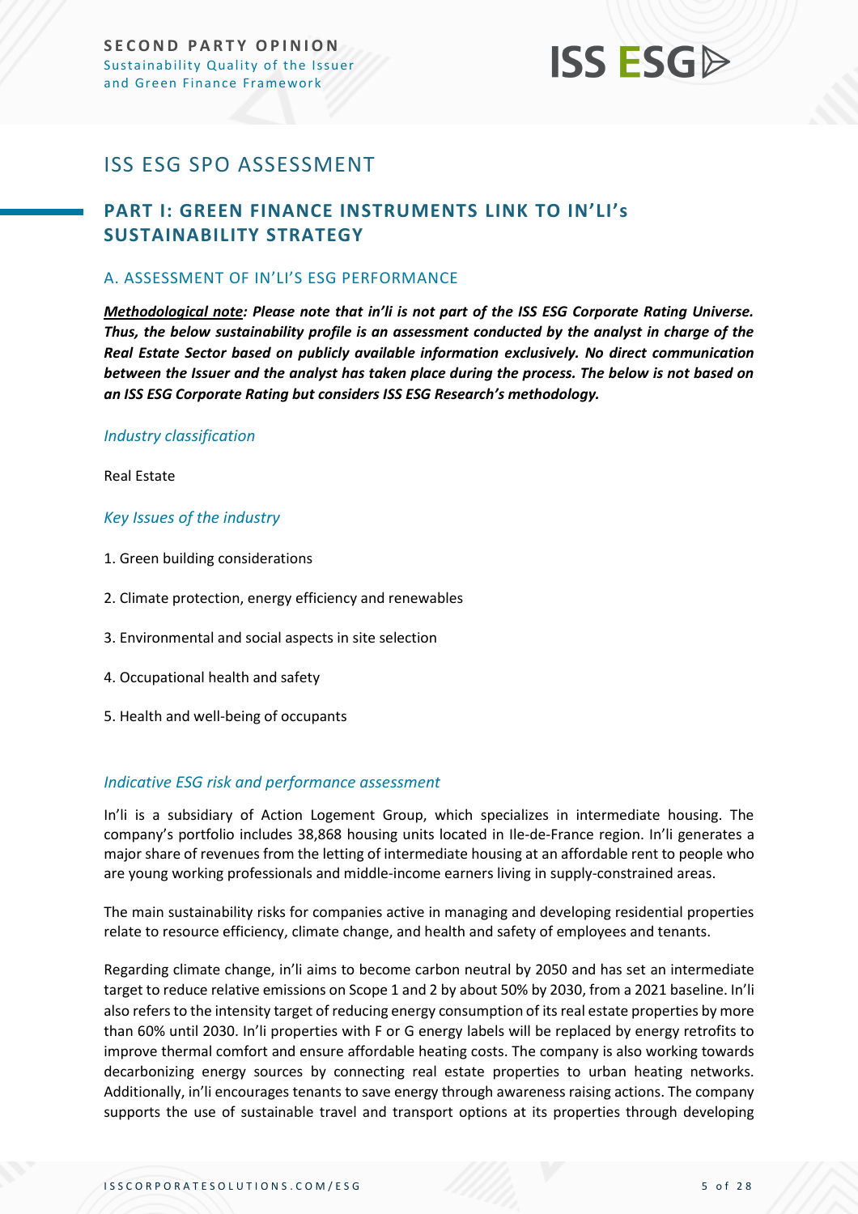# ISS ESG SPO ASSESSMENT

## PART I: GREEN FINANCE INSTRUMENTS LINK TO IN'LI's SUSTAINABILITY STRATEGY

### A. ASSESSMENT OF IN'LI'S ESG PERFORMANCE

***Methodological note**: Please note that in'li is not part of the ISS ESG Corporate Rating Universe. Thus, the below sustainability profile is an assessment conducted by the analyst in charge of the Real Estate Sector based on publicly available information exclusively. No direct communication between the Issuer and the analyst has taken place during the process. The below is not based on an ISS ESG Corporate Rating but considers ISS ESG Research's methodology.*

*Industry classification*

Real Estate

*Key Issues of the industry*

1. Green building considerations
2. Climate protection, energy efficiency and renewables
3. Environmental and social aspects in site selection
4. Occupational health and safety
5. Health and well-being of occupants

*Indicative ESG risk and performance assessment*

In'li is a subsidiary of Action Logement Group, which specializes in intermediate housing. The company's portfolio includes 38,868 housing units located in Ile-de-France region. In'li generates a major share of revenues from the letting of intermediate housing at an affordable rent to people who are young working professionals and middle-income earners living in supply-constrained areas.

The main sustainability risks for companies active in managing and developing residential properties relate to resource efficiency, climate change, and health and safety of employees and tenants.

Regarding climate change, in'li aims to become carbon neutral by 2050 and has set an intermediate target to reduce relative emissions on Scope 1 and 2 by about 50% by 2030, from a 2021 baseline. In'li also refers to the intensity target of reducing energy consumption of its real estate properties by more than 60% until 2030. In'li properties with F or G energy labels will be replaced by energy retrofits to improve thermal comfort and ensure affordable heating costs. The company is also working towards decarbonizing energy sources by connecting real estate properties to urban heating networks. Additionally, in'li encourages tenants to save energy through awareness raising actions. The company supports the use of sustainable travel and transport options at its properties through developing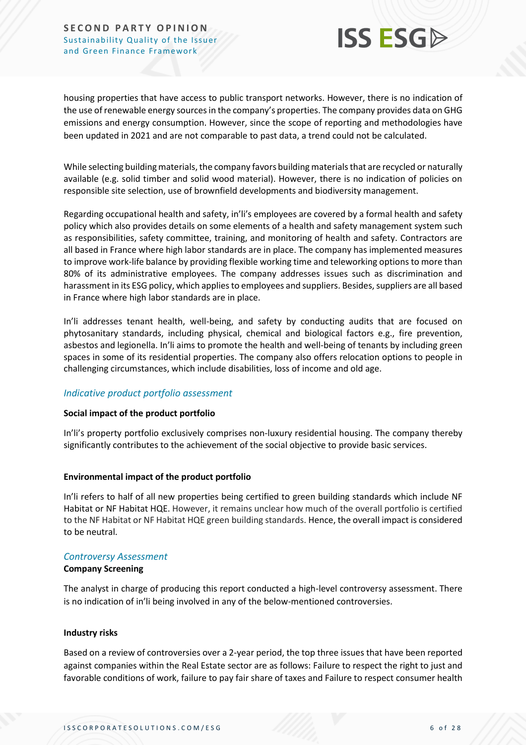housing properties that have access to public transport networks. However, there is no indication of the use of renewable energy sources in the company's properties. The company provides data on GHG emissions and energy consumption. However, since the scope of reporting and methodologies have been updated in 2021 and are not comparable to past data, a trend could not be calculated.

While selecting building materials, the company favors building materials that are recycled or naturally available (e.g. solid timber and solid wood material). However, there is no indication of policies on responsible site selection, use of brownfield developments and biodiversity management.

Regarding occupational health and safety, in'li's employees are covered by a formal health and safety policy which also provides details on some elements of a health and safety management system such as responsibilities, safety committee, training, and monitoring of health and safety. Contractors are all based in France where high labor standards are in place. The company has implemented measures to improve work-life balance by providing flexible working time and teleworking options to more than 80% of its administrative employees. The company addresses issues such as discrimination and harassment in its ESG policy, which applies to employees and suppliers. Besides, suppliers are all based in France where high labor standards are in place.

In'li addresses tenant health, well-being, and safety by conducting audits that are focused on phytosanitary standards, including physical, chemical and biological factors e.g., fire prevention, asbestos and legionella. In'li aims to promote the health and well-being of tenants by including green spaces in some of its residential properties. The company also offers relocation options to people in challenging circumstances, which include disabilities, loss of income and old age.

### *Indicative product portfolio assessment*

**Social impact of the product portfolio**

In'li's property portfolio exclusively comprises non-luxury residential housing. The company thereby significantly contributes to the achievement of the social objective to provide basic services.

**Environmental impact of the product portfolio**

In'li refers to half of all new properties being certified to green building standards which include NF Habitat or NF Habitat HQE. However, it remains unclear how much of the overall portfolio is certified to the NF Habitat or NF Habitat HQE green building standards. Hence, the overall impact is considered to be neutral.

### *Controversy Assessment*

**Company Screening**

The analyst in charge of producing this report conducted a high-level controversy assessment. There is no indication of in'li being involved in any of the below-mentioned controversies.

**Industry risks**

Based on a review of controversies over a 2-year period, the top three issues that have been reported against companies within the Real Estate sector are as follows: Failure to respect the right to just and favorable conditions of work, failure to pay fair share of taxes and Failure to respect consumer health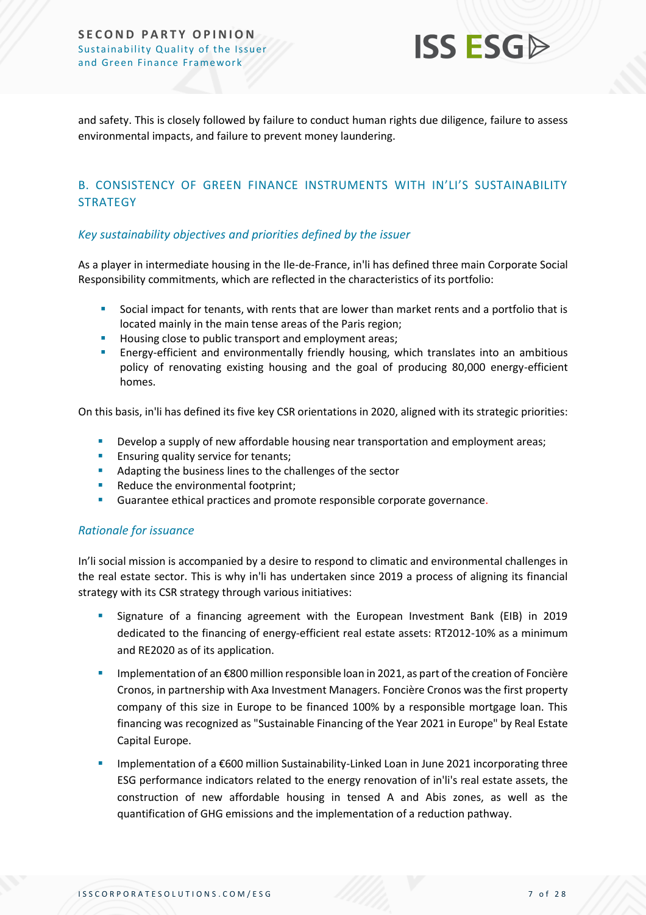and safety. This is closely followed by failure to conduct human rights due diligence, failure to assess environmental impacts, and failure to prevent money laundering.

## B. CONSISTENCY OF GREEN FINANCE INSTRUMENTS WITH IN'LI'S SUSTAINABILITY STRATEGY

### *Key sustainability objectives and priorities defined by the issuer*

As a player in intermediate housing in the Ile-de-France, in'li has defined three main Corporate Social Responsibility commitments, which are reflected in the characteristics of its portfolio:

- Social impact for tenants, with rents that are lower than market rents and a portfolio that is located mainly in the main tense areas of the Paris region;
- Housing close to public transport and employment areas;
- Energy-efficient and environmentally friendly housing, which translates into an ambitious policy of renovating existing housing and the goal of producing 80,000 energy-efficient homes.

On this basis, in'li has defined its five key CSR orientations in 2020, aligned with its strategic priorities:

- Develop a supply of new affordable housing near transportation and employment areas;
- Ensuring quality service for tenants;
- Adapting the business lines to the challenges of the sector
- Reduce the environmental footprint;
- Guarantee ethical practices and promote responsible corporate governance.

### *Rationale for issuance*

In'li social mission is accompanied by a desire to respond to climatic and environmental challenges in the real estate sector. This is why in'li has undertaken since 2019 a process of aligning its financial strategy with its CSR strategy through various initiatives:

- Signature of a financing agreement with the European Investment Bank (EIB) in 2019 dedicated to the financing of energy-efficient real estate assets: RT2012-10% as a minimum and RE2020 as of its application.
- Implementation of an €800 million responsible loan in 2021, as part of the creation of Foncière Cronos, in partnership with Axa Investment Managers. Foncière Cronos was the first property company of this size in Europe to be financed 100% by a responsible mortgage loan. This financing was recognized as "Sustainable Financing of the Year 2021 in Europe" by Real Estate Capital Europe.
- Implementation of a €600 million Sustainability-Linked Loan in June 2021 incorporating three ESG performance indicators related to the energy renovation of in'li's real estate assets, the construction of new affordable housing in tensed A and Abis zones, as well as the quantification of GHG emissions and the implementation of a reduction pathway.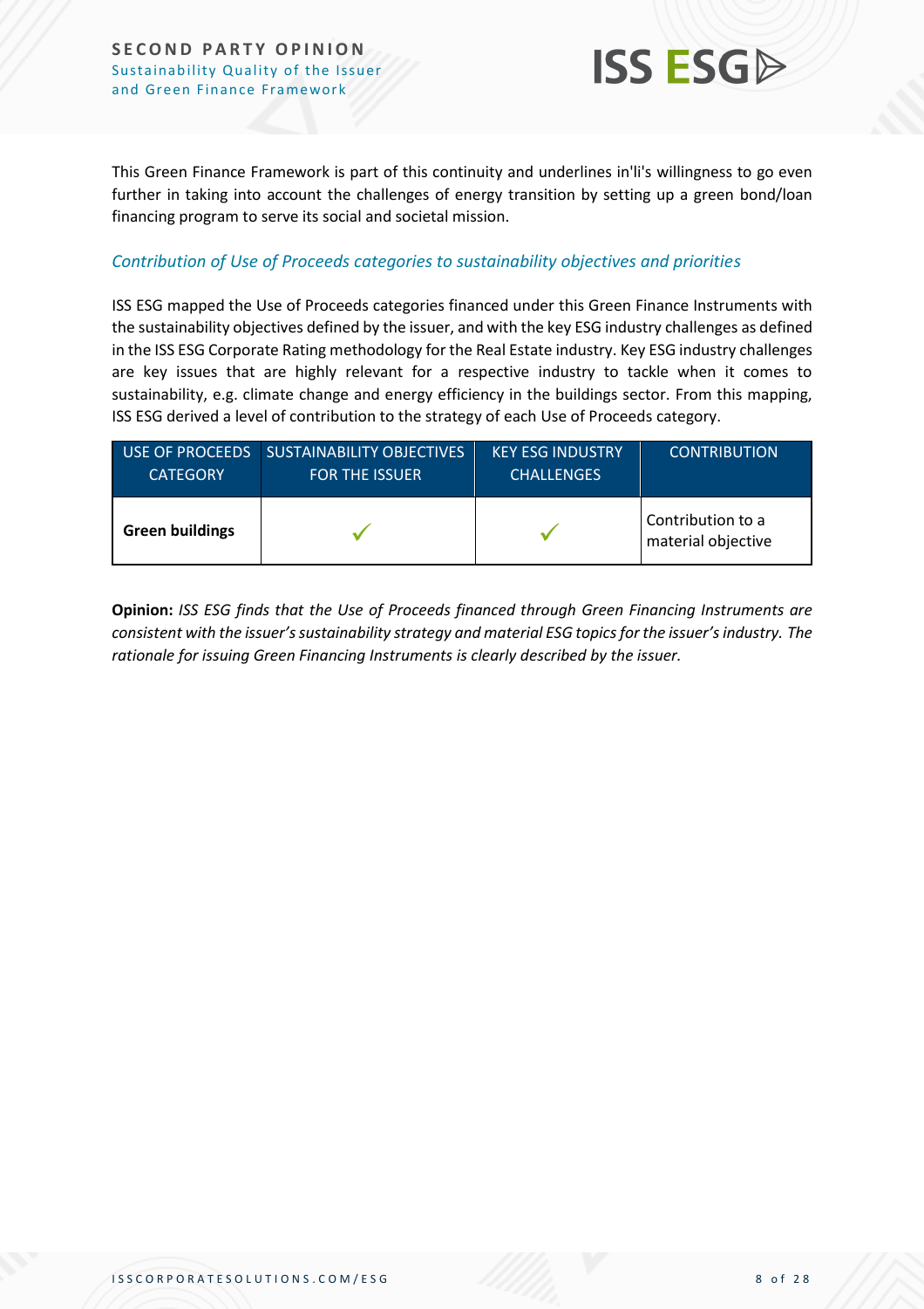This Green Finance Framework is part of this continuity and underlines in'li's willingness to go even further in taking into account the challenges of energy transition by setting up a green bond/loan financing program to serve its social and societal mission.

### *Contribution of Use of Proceeds categories to sustainability objectives and priorities*

ISS ESG mapped the Use of Proceeds categories financed under this Green Finance Instruments with the sustainability objectives defined by the issuer, and with the key ESG industry challenges as defined in the ISS ESG Corporate Rating methodology for the Real Estate industry. Key ESG industry challenges are key issues that are highly relevant for a respective industry to tackle when it comes to sustainability, e.g. climate change and energy efficiency in the buildings sector. From this mapping, ISS ESG derived a level of contribution to the strategy of each Use of Proceeds category.

| USE OF PROCEEDS CATEGORY | SUSTAINABILITY OBJECTIVES FOR THE ISSUER | KEY ESG INDUSTRY CHALLENGES | CONTRIBUTION |
|---|---|---|---|
| **Green buildings** | ✓ | ✓ | Contribution to a material objective |

**Opinion:** *ISS ESG finds that the Use of Proceeds financed through Green Financing Instruments are consistent with the issuer's sustainability strategy and material ESG topics for the issuer's industry. The rationale for issuing Green Financing Instruments is clearly described by the issuer.*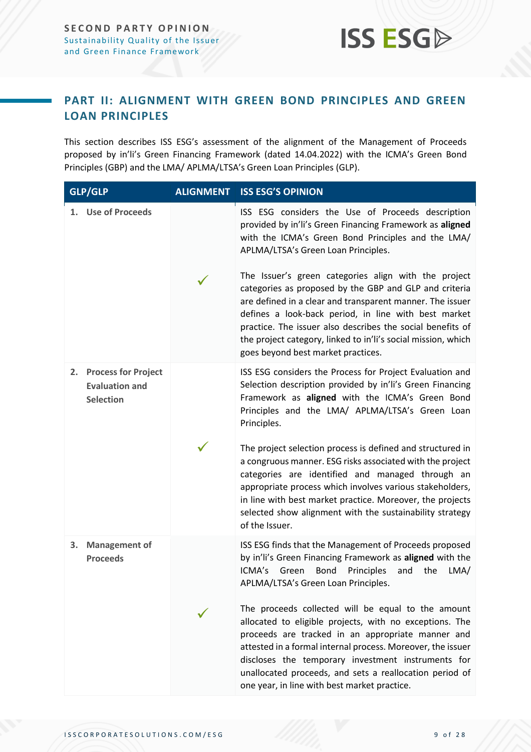## PART II: ALIGNMENT WITH GREEN BOND PRINCIPLES AND GREEN LOAN PRINCIPLES

This section describes ISS ESG's assessment of the alignment of the Management of Proceeds proposed by in'li's Green Financing Framework (dated 14.04.2022) with the ICMA's Green Bond Principles (GBP) and the LMA/ APLMA/LTSA's Green Loan Principles (GLP).

| GLP/GLP | ALIGNMENT | ISS ESG'S OPINION |
|---|---|---|
| **1. Use of Proceeds** | ✓ | ISS ESG considers the Use of Proceeds description provided by in'li's Green Financing Framework as **aligned** with the ICMA's Green Bond Principles and the LMA/ APLMA/LTSA's Green Loan Principles.<br><br>The Issuer's green categories align with the project categories as proposed by the GBP and GLP and criteria are defined in a clear and transparent manner. The issuer defines a look-back period, in line with best market practice. The issuer also describes the social benefits of the project category, linked to in'li's social mission, which goes beyond best market practices. |
| **2. Process for Project Evaluation and Selection** | ✓ | ISS ESG considers the Process for Project Evaluation and Selection description provided by in'li's Green Financing Framework as **aligned** with the ICMA's Green Bond Principles and the LMA/ APLMA/LTSA's Green Loan Principles.<br><br>The project selection process is defined and structured in a congruous manner. ESG risks associated with the project categories are identified and managed through an appropriate process which involves various stakeholders, in line with best market practice. Moreover, the projects selected show alignment with the sustainability strategy of the Issuer. |
| **3. Management of Proceeds** | ✓ | ISS ESG finds that the Management of Proceeds proposed by in'li's Green Financing Framework as **aligned** with the ICMA's Green Bond Principles and the LMA/ APLMA/LTSA's Green Loan Principles.<br><br>The proceeds collected will be equal to the amount allocated to eligible projects, with no exceptions. The proceeds are tracked in an appropriate manner and attested in a formal internal process. Moreover, the issuer discloses the temporary investment instruments for unallocated proceeds, and sets a reallocation period of one year, in line with best market practice. |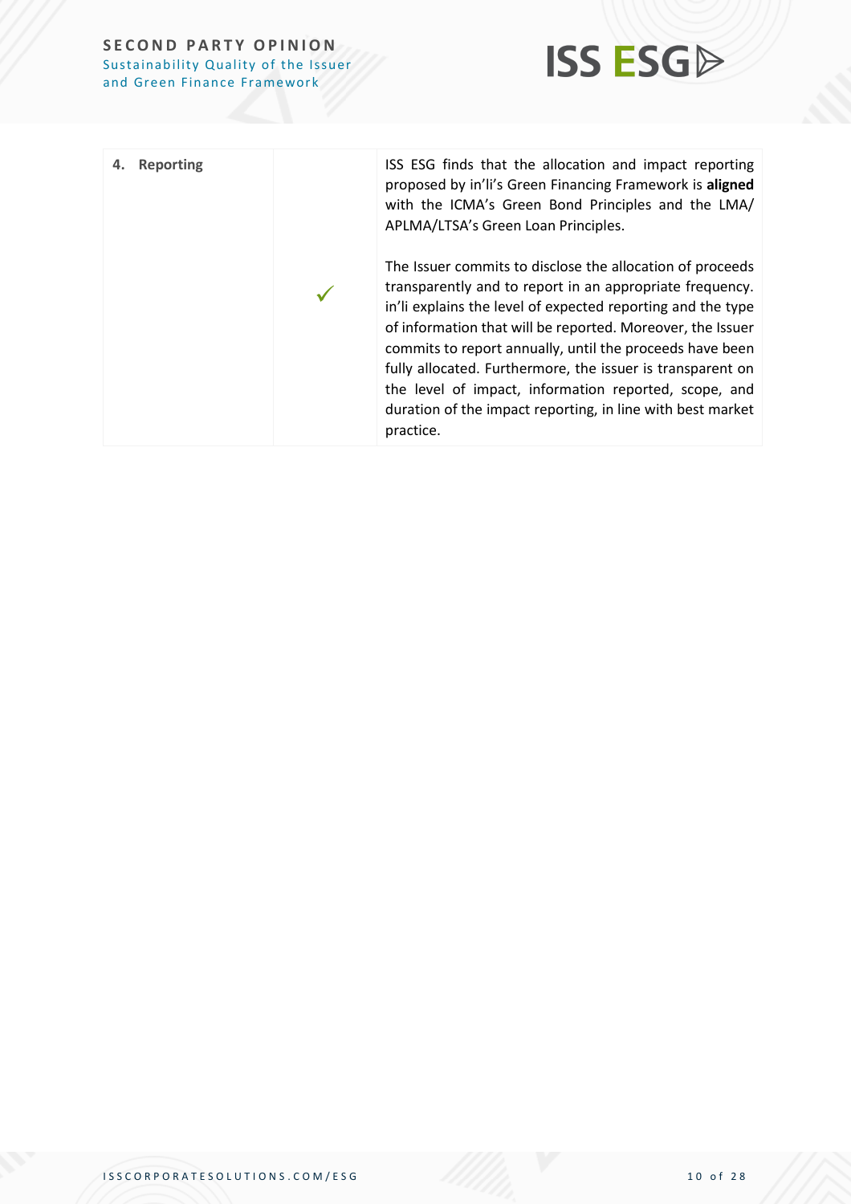| | | |
|---|---|---|
| **4. Reporting** | ✓ | ISS ESG finds that the allocation and impact reporting proposed by in'li's Green Financing Framework is **aligned** with the ICMA's Green Bond Principles and the LMA/ APLMA/LTSA's Green Loan Principles.<br><br>The Issuer commits to disclose the allocation of proceeds transparently and to report in an appropriate frequency. in'li explains the level of expected reporting and the type of information that will be reported. Moreover, the Issuer commits to report annually, until the proceeds have been fully allocated. Furthermore, the issuer is transparent on the level of impact, information reported, scope, and duration of the impact reporting, in line with best market practice. |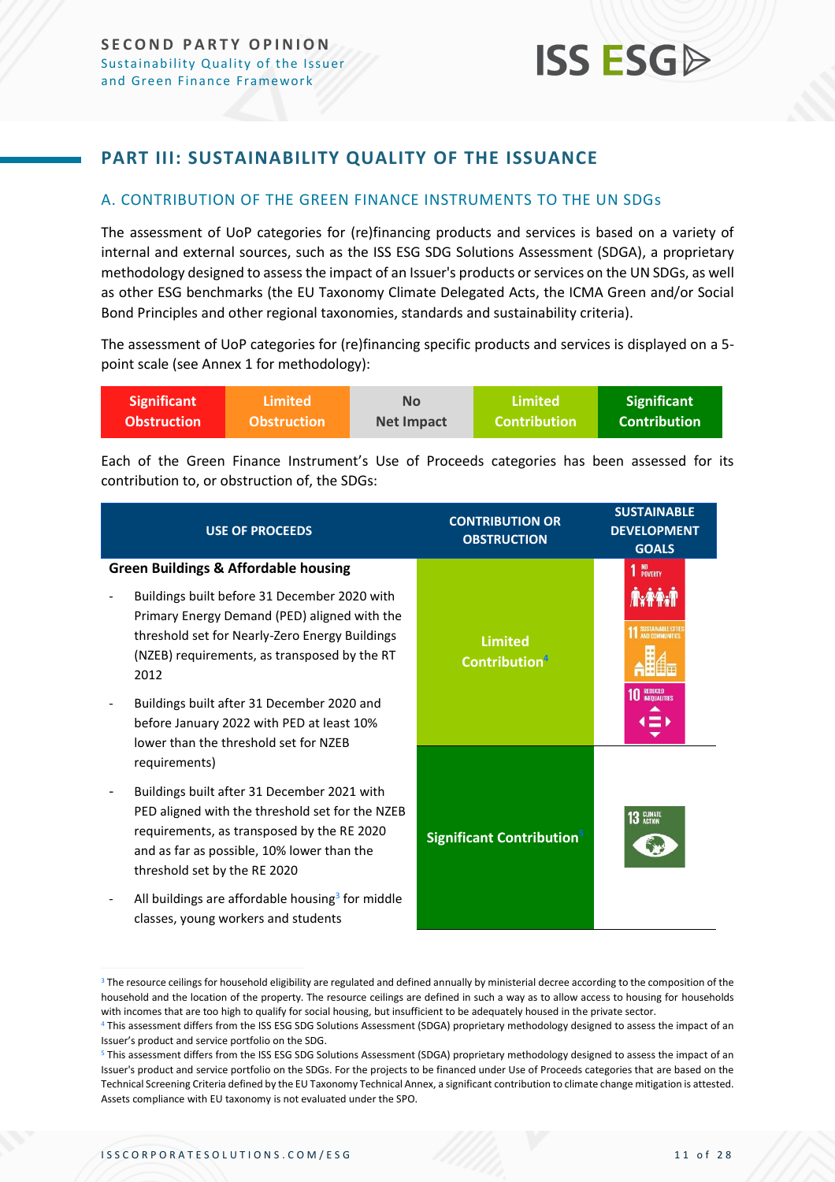## PART III: SUSTAINABILITY QUALITY OF THE ISSUANCE

### A. CONTRIBUTION OF THE GREEN FINANCE INSTRUMENTS TO THE UN SDGs

The assessment of UoP categories for (re)financing products and services is based on a variety of internal and external sources, such as the ISS ESG SDG Solutions Assessment (SDGA), a proprietary methodology designed to assess the impact of an Issuer's products or services on the UN SDGs, as well as other ESG benchmarks (the EU Taxonomy Climate Delegated Acts, the ICMA Green and/or Social Bond Principles and other regional taxonomies, standards and sustainability criteria).

The assessment of UoP categories for (re)financing specific products and services is displayed on a 5-point scale (see Annex 1 for methodology):

| Significant Obstruction | Limited Obstruction | No Net Impact | Limited Contribution | Significant Contribution |
|---|---|---|---|---|

Each of the Green Finance Instrument's Use of Proceeds categories has been assessed for its contribution to, or obstruction of, the SDGs:

| USE OF PROCEEDS | CONTRIBUTION OR OBSTRUCTION | SUSTAINABLE DEVELOPMENT GOALS |
|---|---|---|
| **Green Buildings & Affordable housing**<br>- Buildings built before 31 December 2020 with Primary Energy Demand (PED) aligned with the threshold set for Nearly-Zero Energy Buildings (NZEB) requirements, as transposed by the RT 2012<br>- Buildings built after 31 December 2020 and before January 2022 with PED at least 10% lower than the threshold set for NZEB requirements)<br>- Buildings built after 31 December 2021 with PED aligned with the threshold set for the NZEB requirements, as transposed by the RE 2020 and as far as possible, 10% lower than the threshold set by the RE 2020<br>- All buildings are affordable housing[3] for middle classes, young workers and students | Limited Contribution[4] | 1 No Poverty<br>11 Sustainable Cities and Communities<br>10 Reduced Inequalities |
| | Significant Contribution[5] | 13 Climate Action |

[3] The resource ceilings for household eligibility are regulated and defined annually by ministerial decree according to the composition of the household and the location of the property. The resource ceilings are defined in such a way as to allow access to housing for households with incomes that are too high to qualify for social housing, but insufficient to be adequately housed in the private sector.

[4] This assessment differs from the ISS ESG SDG Solutions Assessment (SDGA) proprietary methodology designed to assess the impact of an Issuer's product and service portfolio on the SDG.

[5] This assessment differs from the ISS ESG SDG Solutions Assessment (SDGA) proprietary methodology designed to assess the impact of an Issuer's product and service portfolio on the SDGs. For the projects to be financed under Use of Proceeds categories that are based on the Technical Screening Criteria defined by the EU Taxonomy Technical Annex, a significant contribution to climate change mitigation is attested. Assets compliance with EU taxonomy is not evaluated under the SPO.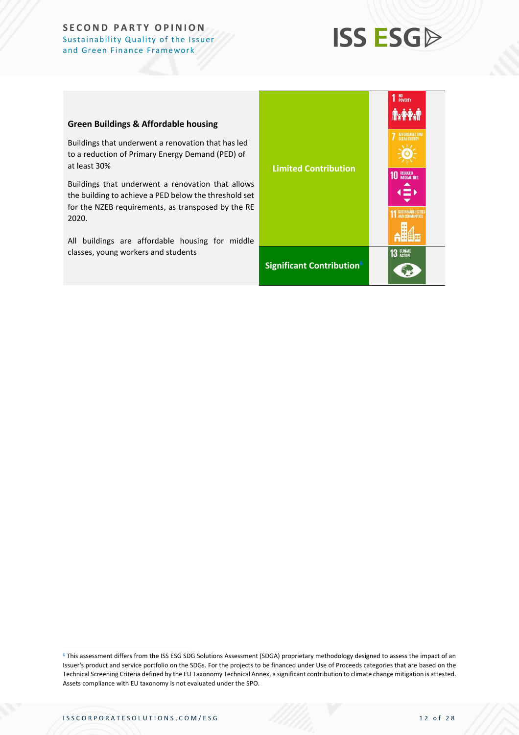| Use of Proceeds | Contribution | SDGs |
|---|---|---|
| **Green Buildings & Affordable housing**<br><br>Buildings that underwent a renovation that has led to a reduction of Primary Energy Demand (PED) of at least 30%<br><br>Buildings that underwent a renovation that allows the building to achieve a PED below the threshold set for the NZEB requirements, as transposed by the RE 2020.<br><br>All buildings are affordable housing for middle classes, young workers and students | **Limited Contribution** | 1 NO POVERTY<br>7 AFFORDABLE AND CLEAN ENERGY<br>10 REDUCED INEQUALITIES<br>11 SUSTAINABLE CITIES AND COMMUNITIES |
| | **Significant Contribution**[6] | 13 CLIMATE ACTION |

[6] This assessment differs from the ISS ESG SDG Solutions Assessment (SDGA) proprietary methodology designed to assess the impact of an Issuer's product and service portfolio on the SDGs. For the projects to be financed under Use of Proceeds categories that are based on the Technical Screening Criteria defined by the EU Taxonomy Technical Annex, a significant contribution to climate change mitigation is attested. Assets compliance with EU taxonomy is not evaluated under the SPO.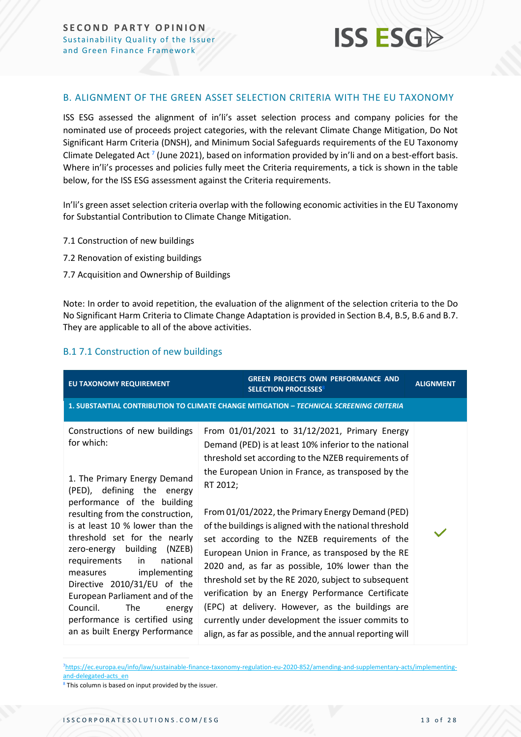## B. ALIGNMENT OF THE GREEN ASSET SELECTION CRITERIA WITH THE EU TAXONOMY

ISS ESG assessed the alignment of in'li's asset selection process and company policies for the nominated use of proceeds project categories, with the relevant Climate Change Mitigation, Do Not Significant Harm Criteria (DNSH), and Minimum Social Safeguards requirements of the EU Taxonomy Climate Delegated Act [7] (June 2021), based on information provided by in'li and on a best-effort basis. Where in'li's processes and policies fully meet the Criteria requirements, a tick is shown in the table below, for the ISS ESG assessment against the Criteria requirements.

In'li's green asset selection criteria overlap with the following economic activities in the EU Taxonomy for Substantial Contribution to Climate Change Mitigation.

7.1 Construction of new buildings

7.2 Renovation of existing buildings

7.7 Acquisition and Ownership of Buildings

Note: In order to avoid repetition, the evaluation of the alignment of the selection criteria to the Do No Significant Harm Criteria to Climate Change Adaptation is provided in Section B.4, B.5, B.6 and B.7. They are applicable to all of the above activities.

### B.1 7.1 Construction of new buildings

| EU TAXONOMY REQUIREMENT | GREEN PROJECTS OWN PERFORMANCE AND SELECTION PROCESSES[8] | ALIGNMENT |
|---|---|---|
| **1. SUBSTANTIAL CONTRIBUTION TO CLIMATE CHANGE MITIGATION – *TECHNICAL SCREENING CRITERIA*** | | |
| Constructions of new buildings for which:<br><br>1. The Primary Energy Demand (PED), defining the energy performance of the building resulting from the construction, is at least 10 % lower than the threshold set for the nearly zero-energy building (NZEB) requirements in national measures implementing Directive 2010/31/EU of the European Parliament and of the Council. The energy performance is certified using an as built Energy Performance | From 01/01/2021 to 31/12/2021, Primary Energy Demand (PED) is at least 10% inferior to the national threshold set according to the NZEB requirements of the European Union in France, as transposed by the RT 2012;<br><br>From 01/01/2022, the Primary Energy Demand (PED) of the buildings is aligned with the national threshold set according to the NZEB requirements of the European Union in France, as transposed by the RE 2020 and, as far as possible, 10% lower than the threshold set by the RE 2020, subject to subsequent verification by an Energy Performance Certificate (EPC) at delivery. However, as the buildings are currently under development the issuer commits to align, as far as possible, and the annual reporting will | ✓ |

[7] https://ec.europa.eu/info/law/sustainable-finance-taxonomy-regulation-eu-2020-852/amending-and-supplementary-acts/implementing-and-delegated-acts_en

[8] This column is based on input provided by the issuer.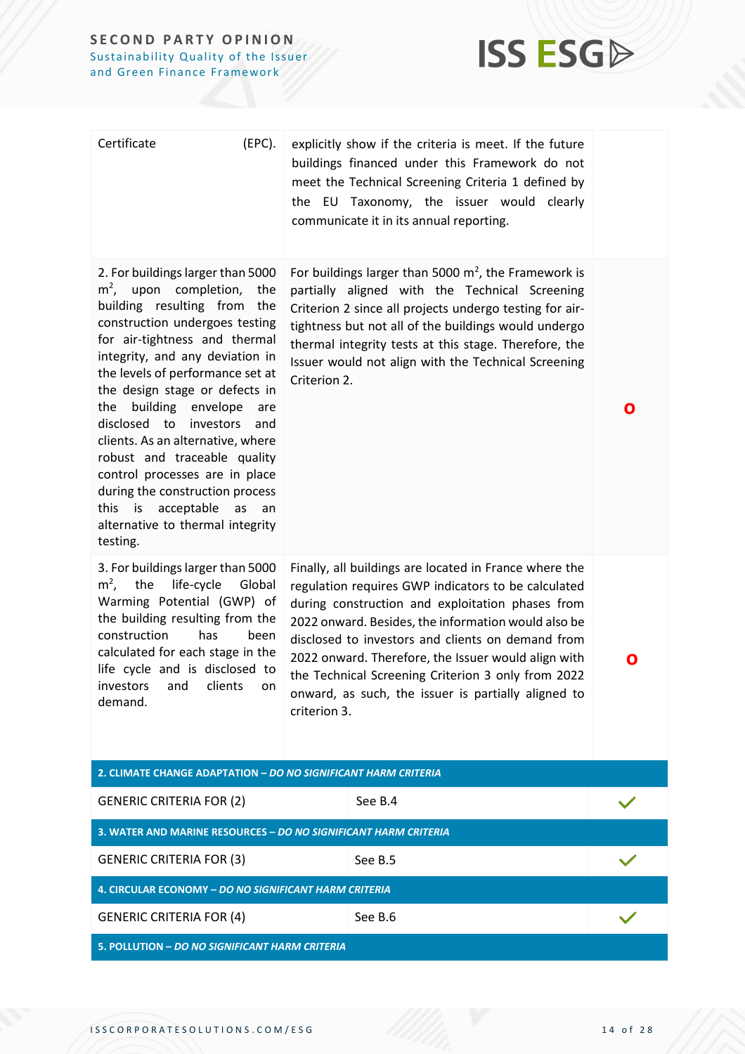| | | |
|---|---|---|
| Certificate (EPC). | explicitly show if the criteria is meet. If the future buildings financed under this Framework do not meet the Technical Screening Criteria 1 defined by the EU Taxonomy, the issuer would clearly communicate it in its annual reporting. | |
| 2. For buildings larger than 5000 $m^2$, upon completion, the building resulting from the construction undergoes testing for air-tightness and thermal integrity, and any deviation in the levels of performance set at the design stage or defects in the building envelope are disclosed to investors and clients. As an alternative, where robust and traceable quality control processes are in place during the construction process this is acceptable as an alternative to thermal integrity testing. | For buildings larger than 5000 $m^2$, the Framework is partially aligned with the Technical Screening Criterion 2 since all projects undergo testing for air-tightness but not all of the buildings would undergo thermal integrity tests at this stage. Therefore, the Issuer would not align with the Technical Screening Criterion 2. | O |
| 3. For buildings larger than 5000 $m^2$, the life-cycle Global Warming Potential (GWP) of the building resulting from the construction has been calculated for each stage in the life cycle and is disclosed to investors and clients on demand. | Finally, all buildings are located in France where the regulation requires GWP indicators to be calculated during construction and exploitation phases from 2022 onward. Besides, the information would also be disclosed to investors and clients on demand from 2022 onward. Therefore, the Issuer would align with the Technical Screening Criterion 3 only from 2022 onward, as such, the issuer is partially aligned to criterion 3. | O |
| **2. CLIMATE CHANGE ADAPTATION – *DO NO SIGNIFICANT HARM CRITERIA*** | | |
| GENERIC CRITERIA FOR (2) | See B.4 | ✓ |
| **3. WATER AND MARINE RESOURCES – *DO NO SIGNIFICANT HARM CRITERIA*** | | |
| GENERIC CRITERIA FOR (3) | See B.5 | ✓ |
| **4. CIRCULAR ECONOMY – *DO NO SIGNIFICANT HARM CRITERIA*** | | |
| GENERIC CRITERIA FOR (4) | See B.6 | ✓ |
| **5. POLLUTION – *DO NO SIGNIFICANT HARM CRITERIA*** | | |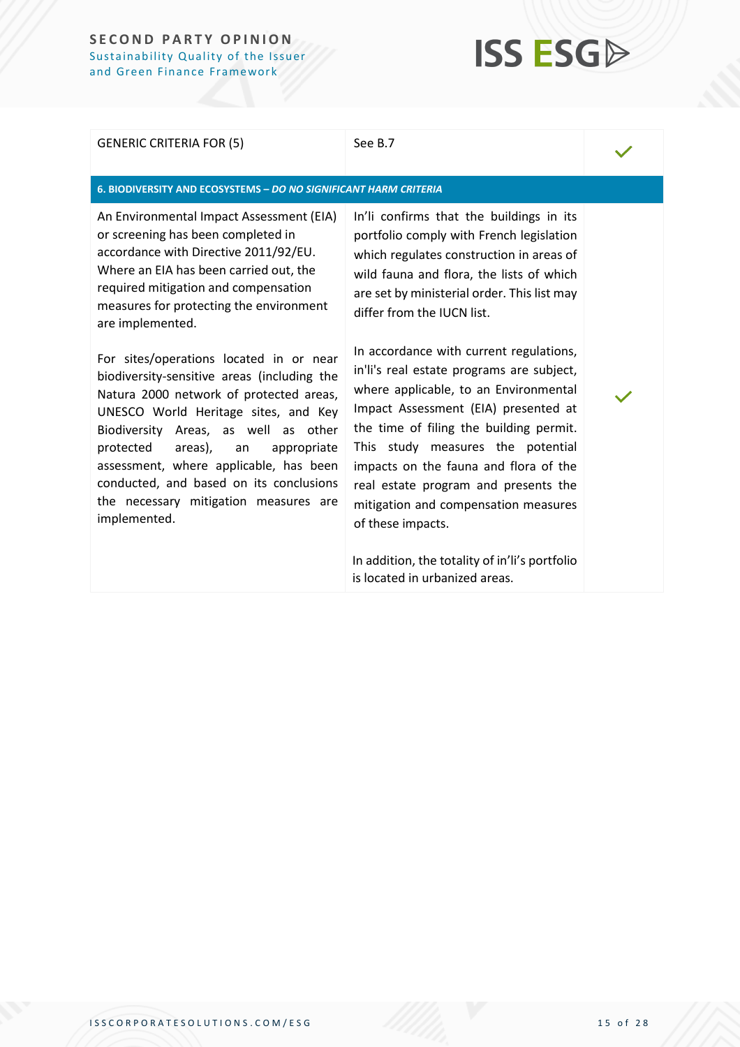| | | |
|---|---|---|
| GENERIC CRITERIA FOR (5) | See B.7 | ✓ |
| **6. BIODIVERSITY AND ECOSYSTEMS – *DO NO SIGNIFICANT HARM CRITERIA*** | | |
| An Environmental Impact Assessment (EIA) or screening has been completed in accordance with Directive 2011/92/EU. Where an EIA has been carried out, the required mitigation and compensation measures for protecting the environment are implemented.<br><br>For sites/operations located in or near biodiversity-sensitive areas (including the Natura 2000 network of protected areas, UNESCO World Heritage sites, and Key Biodiversity Areas, as well as other protected areas), an appropriate assessment, where applicable, has been conducted, and based on its conclusions the necessary mitigation measures are implemented. | In'li confirms that the buildings in its portfolio comply with French legislation which regulates construction in areas of wild fauna and flora, the lists of which are set by ministerial order. This list may differ from the IUCN list.<br><br>In accordance with current regulations, in'li's real estate programs are subject, where applicable, to an Environmental Impact Assessment (EIA) presented at the time of filing the building permit. This study measures the potential impacts on the fauna and flora of the real estate program and presents the mitigation and compensation measures of these impacts.<br><br>In addition, the totality of in'li's portfolio is located in urbanized areas. | ✓ |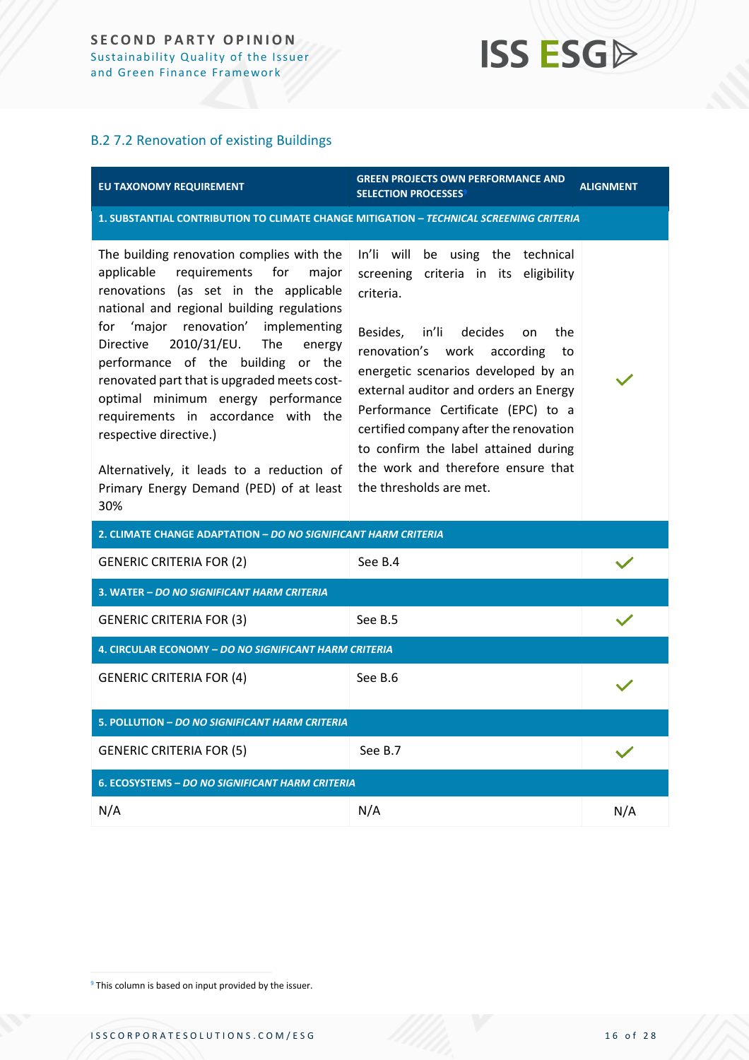## B.2 7.2 Renovation of existing Buildings

| EU TAXONOMY REQUIREMENT | GREEN PROJECTS OWN PERFORMANCE AND SELECTION PROCESSES[9] | ALIGNMENT |
|---|---|---|
| **1. SUBSTANTIAL CONTRIBUTION TO CLIMATE CHANGE MITIGATION – *TECHNICAL SCREENING CRITERIA*** | | |
| The building renovation complies with the applicable requirements for major renovations (as set in the applicable national and regional building regulations for 'major renovation' implementing Directive 2010/31/EU. The energy performance of the building or the renovated part that is upgraded meets cost-optimal minimum energy performance requirements in accordance with the respective directive.)<br><br>Alternatively, it leads to a reduction of Primary Energy Demand (PED) of at least 30% | In'li will be using the technical screening criteria in its eligibility criteria.<br><br>Besides, in'li decides on the renovation's work according to energetic scenarios developed by an external auditor and orders an Energy Performance Certificate (EPC) to a certified company after the renovation to confirm the label attained during the work and therefore ensure that the thresholds are met. | ✓ |
| **2. CLIMATE CHANGE ADAPTATION – *DO NO SIGNIFICANT HARM CRITERIA*** | | |
| GENERIC CRITERIA FOR (2) | See B.4 | ✓ |
| **3. WATER – *DO NO SIGNIFICANT HARM CRITERIA*** | | |
| GENERIC CRITERIA FOR (3) | See B.5 | ✓ |
| **4. CIRCULAR ECONOMY – *DO NO SIGNIFICANT HARM CRITERIA*** | | |
| GENERIC CRITERIA FOR (4) | See B.6 | ✓ |
| **5. POLLUTION – *DO NO SIGNIFICANT HARM CRITERIA*** | | |
| GENERIC CRITERIA FOR (5) | See B.7 | ✓ |
| **6. ECOSYSTEMS – *DO NO SIGNIFICANT HARM CRITERIA*** | | |
| N/A | N/A | N/A |

[9] This column is based on input provided by the issuer.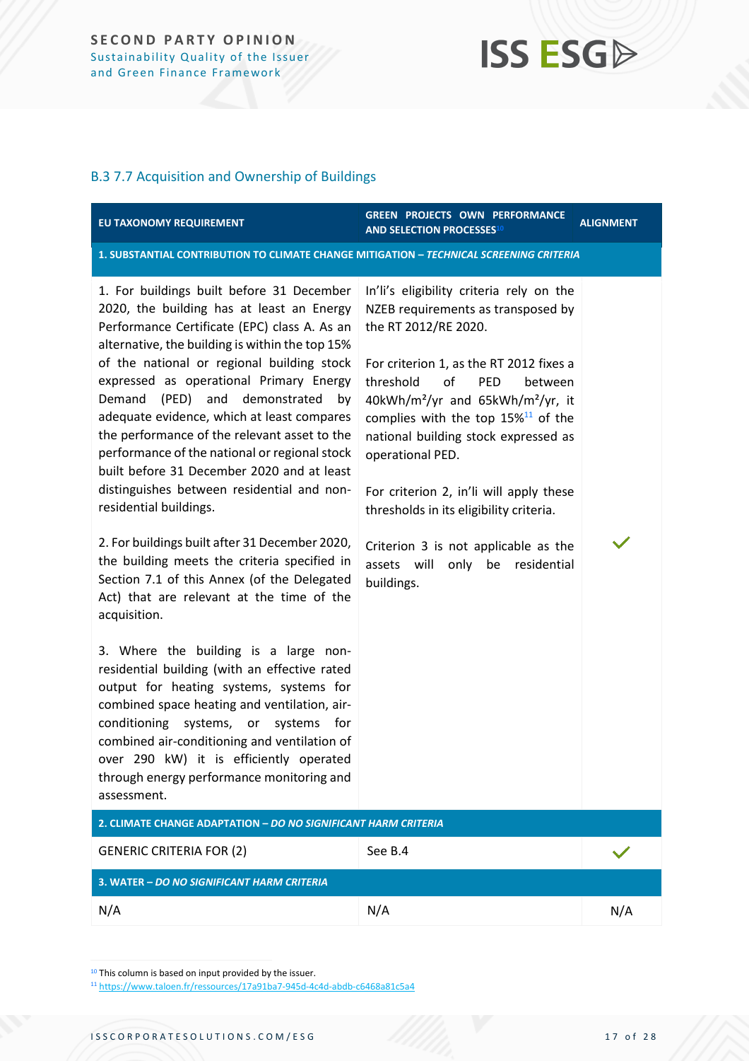## B.3 7.7 Acquisition and Ownership of Buildings

| EU TAXONOMY REQUIREMENT | GREEN PROJECTS OWN PERFORMANCE AND SELECTION PROCESSES[10] | ALIGNMENT |
|---|---|---|
| **1. SUBSTANTIAL CONTRIBUTION TO CLIMATE CHANGE MITIGATION – *TECHNICAL SCREENING CRITERIA*** | | |
| 1. For buildings built before 31 December 2020, the building has at least an Energy Performance Certificate (EPC) class A. As an alternative, the building is within the top 15% of the national or regional building stock expressed as operational Primary Energy Demand (PED) and demonstrated by adequate evidence, which at least compares the performance of the relevant asset to the performance of the national or regional stock built before 31 December 2020 and at least distinguishes between residential and non-residential buildings.<br><br>2. For buildings built after 31 December 2020, the building meets the criteria specified in Section 7.1 of this Annex (of the Delegated Act) that are relevant at the time of the acquisition.<br><br>3. Where the building is a large non-residential building (with an effective rated output for heating systems, systems for combined space heating and ventilation, air-conditioning systems, or systems for combined air-conditioning and ventilation of over 290 kW) it is efficiently operated through energy performance monitoring and assessment. | In'li's eligibility criteria rely on the NZEB requirements as transposed by the RT 2012/RE 2020.<br><br>For criterion 1, as the RT 2012 fixes a threshold of PED between 40kWh/m²/yr and 65kWh/m²/yr, it complies with the top 15%[11] of the national building stock expressed as operational PED.<br><br>For criterion 2, in'li will apply these thresholds in its eligibility criteria.<br><br>Criterion 3 is not applicable as the assets will only be residential buildings. | ✓ |
| **2. CLIMATE CHANGE ADAPTATION – *DO NO SIGNIFICANT HARM CRITERIA*** | | |
| GENERIC CRITERIA FOR (2) | See B.4 | ✓ |
| **3. WATER – *DO NO SIGNIFICANT HARM CRITERIA*** | | |
| N/A | N/A | N/A |

[10] This column is based on input provided by the issuer.

[11] https://www.taloen.fr/ressources/17a91ba7-945d-4c4d-abdb-c6468a81c5a4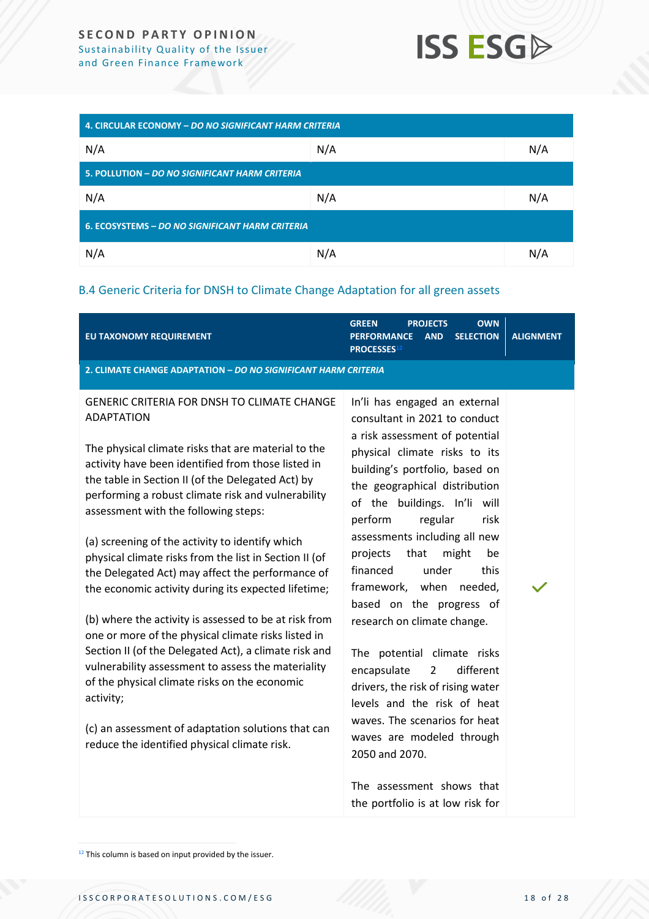| 4. CIRCULAR ECONOMY – *DO NO SIGNIFICANT HARM CRITERIA* | | |
|---|---|---|
| N/A | N/A | N/A |
| **5. POLLUTION – *DO NO SIGNIFICANT HARM CRITERIA*** | | |
| N/A | N/A | N/A |
| **6. ECOSYSTEMS – *DO NO SIGNIFICANT HARM CRITERIA*** | | |
| N/A | N/A | N/A |

## B.4 Generic Criteria for DNSH to Climate Change Adaptation for all green assets

| EU TAXONOMY REQUIREMENT | GREEN PROJECTS PERFORMANCE AND OWN SELECTION PROCESSES[12] | ALIGNMENT |
|---|---|---|
| **2. CLIMATE CHANGE ADAPTATION – *DO NO SIGNIFICANT HARM CRITERIA*** | | |
| GENERIC CRITERIA FOR DNSH TO CLIMATE CHANGE ADAPTATION<br><br>The physical climate risks that are material to the activity have been identified from those listed in the table in Section II (of the Delegated Act) by performing a robust climate risk and vulnerability assessment with the following steps:<br><br>(a) screening of the activity to identify which physical climate risks from the list in Section II (of the Delegated Act) may affect the performance of the economic activity during its expected lifetime;<br><br>(b) where the activity is assessed to be at risk from one or more of the physical climate risks listed in Section II (of the Delegated Act), a climate risk and vulnerability assessment to assess the materiality of the physical climate risks on the economic activity;<br><br>(c) an assessment of adaptation solutions that can reduce the identified physical climate risk. | In'li has engaged an external consultant in 2021 to conduct a risk assessment of potential physical climate risks to its building's portfolio, based on the geographical distribution of the buildings. In'li will perform regular risk assessments including all new projects that might be financed under this framework, when needed, based on the progress of research on climate change.<br><br>The potential climate risks encapsulate 2 different drivers, the risk of rising water levels and the risk of heat waves. The scenarios for heat waves are modeled through 2050 and 2070.<br><br>The assessment shows that the portfolio is at low risk for | ✓ |

[12] This column is based on input provided by the issuer.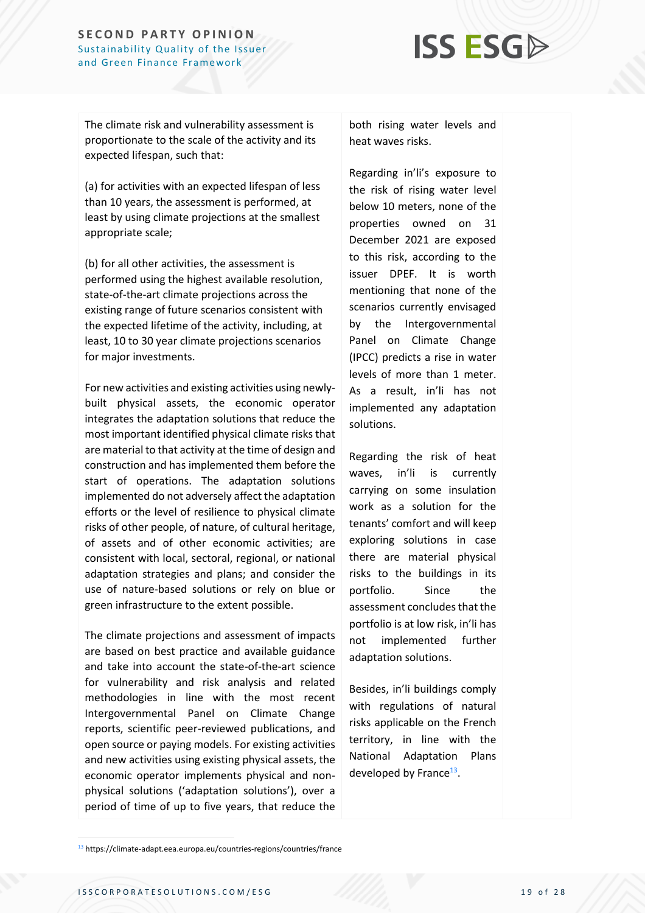| | | |
|---|---|---|
| The climate risk and vulnerability assessment is proportionate to the scale of the activity and its expected lifespan, such that:<br><br>(a) for activities with an expected lifespan of less than 10 years, the assessment is performed, at least by using climate projections at the smallest appropriate scale;<br><br>(b) for all other activities, the assessment is performed using the highest available resolution, state-of-the-art climate projections across the existing range of future scenarios consistent with the expected lifetime of the activity, including, at least, 10 to 30 year climate projections scenarios for major investments.<br><br>For new activities and existing activities using newly-built physical assets, the economic operator integrates the adaptation solutions that reduce the most important identified physical climate risks that are material to that activity at the time of design and construction and has implemented them before the start of operations. The adaptation solutions implemented do not adversely affect the adaptation efforts or the level of resilience to physical climate risks of other people, of nature, of cultural heritage, of assets and of other economic activities; are consistent with local, sectoral, regional, or national adaptation strategies and plans; and consider the use of nature-based solutions or rely on blue or green infrastructure to the extent possible.<br><br>The climate projections and assessment of impacts are based on best practice and available guidance and take into account the state-of-the-art science for vulnerability and risk analysis and related methodologies in line with the most recent Intergovernmental Panel on Climate Change reports, scientific peer-reviewed publications, and open source or paying models. For existing activities and new activities using existing physical assets, the economic operator implements physical and non-physical solutions ('adaptation solutions'), over a period of time of up to five years, that reduce the | both rising water levels and heat waves risks.<br><br>Regarding in'li's exposure to the risk of rising water level below 10 meters, none of the properties owned on 31 December 2021 are exposed to this risk, according to the issuer DPEF. It is worth mentioning that none of the scenarios currently envisaged by the Intergovernmental Panel on Climate Change (IPCC) predicts a rise in water levels of more than 1 meter. As a result, in'li has not implemented any adaptation solutions.<br><br>Regarding the risk of heat waves, in'li is currently carrying on some insulation work as a solution for the tenants' comfort and will keep exploring solutions in case there are material physical risks to the buildings in its portfolio. Since the assessment concludes that the portfolio is at low risk, in'li has not implemented further adaptation solutions.<br><br>Besides, in'li buildings comply with regulations of natural risks applicable on the French territory, in line with the National Adaptation Plans developed by France[13]. | |

[13] https://climate-adapt.eea.europa.eu/countries-regions/countries/france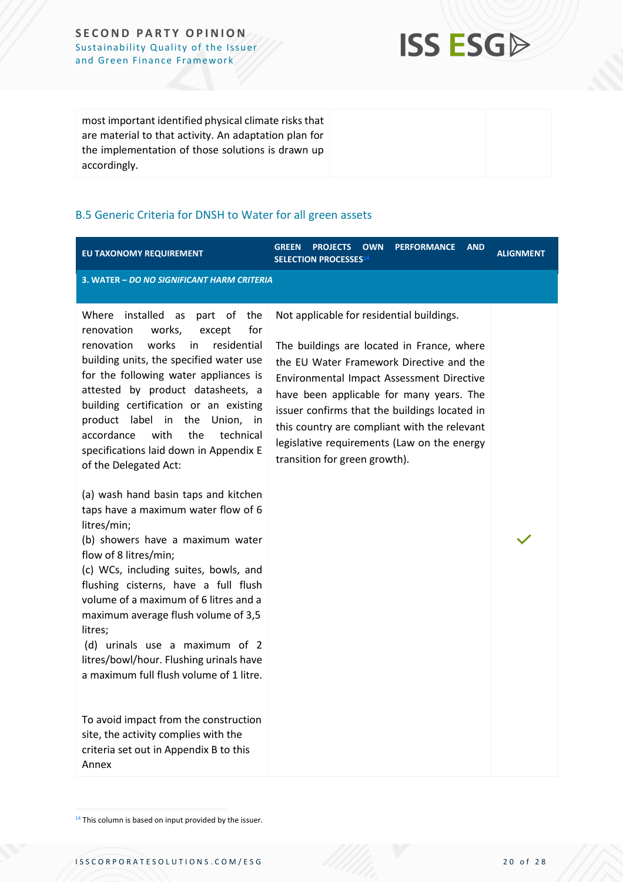| | | |
|---|---|---|
| most important identified physical climate risks that are material to that activity. An adaptation plan for the implementation of those solutions is drawn up accordingly. | | |

### B.5 Generic Criteria for DNSH to Water for all green assets

| EU TAXONOMY REQUIREMENT | GREEN PROJECTS OWN PERFORMANCE AND SELECTION PROCESSES[14] | ALIGNMENT |
|---|---|---|
| **3. WATER – *DO NO SIGNIFICANT HARM CRITERIA*** | | |
| Where installed as part of the renovation works, except for renovation works in residential building units, the specified water use for the following water appliances is attested by product datasheets, a building certification or an existing product label in the Union, in accordance with the technical specifications laid down in Appendix E of the Delegated Act:<br><br>(a) wash hand basin taps and kitchen taps have a maximum water flow of 6 litres/min;<br>(b) showers have a maximum water flow of 8 litres/min;<br>(c) WCs, including suites, bowls, and flushing cisterns, have a full flush volume of a maximum of 6 litres and a maximum average flush volume of 3,5 litres;<br>(d) urinals use a maximum of 2 litres/bowl/hour. Flushing urinals have a maximum full flush volume of 1 litre.<br><br>To avoid impact from the construction site, the activity complies with the criteria set out in Appendix B to this Annex | Not applicable for residential buildings.<br><br>The buildings are located in France, where the EU Water Framework Directive and the Environmental Impact Assessment Directive have been applicable for many years. The issuer confirms that the buildings located in this country are compliant with the relevant legislative requirements (Law on the energy transition for green growth). | ✓ |

[14] This column is based on input provided by the issuer.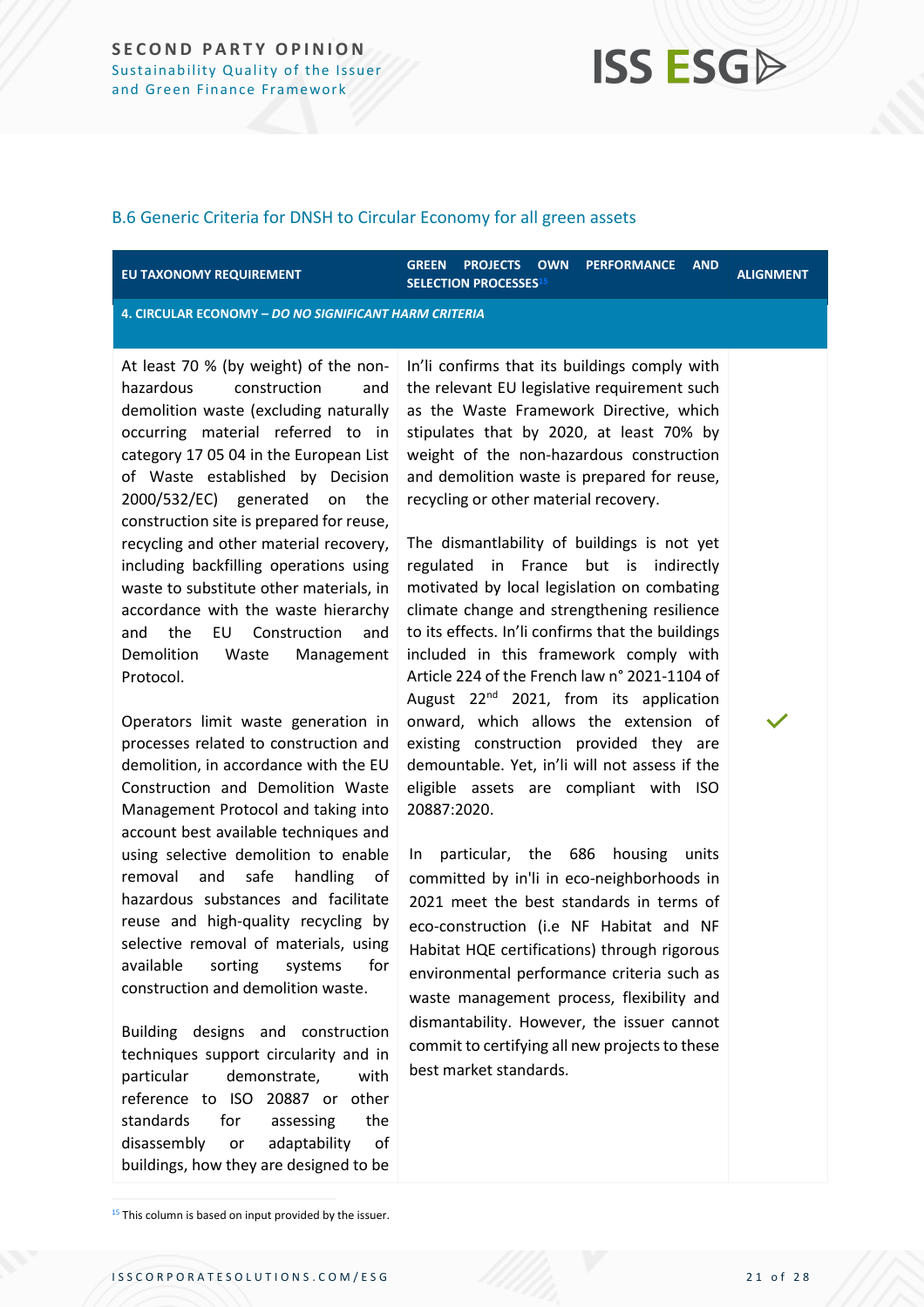## B.6 Generic Criteria for DNSH to Circular Economy for all green assets

| EU TAXONOMY REQUIREMENT | GREEN PROJECTS OWN PERFORMANCE AND SELECTION PROCESSES[15] | ALIGNMENT |
|---|---|---|
| **4. CIRCULAR ECONOMY – *DO NO SIGNIFICANT HARM CRITERIA*** | | |
| At least 70 % (by weight) of the non-hazardous construction and demolition waste (excluding naturally occurring material referred to in category 17 05 04 in the European List of Waste established by Decision 2000/532/EC) generated on the construction site is prepared for reuse, recycling and other material recovery, including backfilling operations using waste to substitute other materials, in accordance with the waste hierarchy and the EU Construction and Demolition Waste Management Protocol.<br><br>Operators limit waste generation in processes related to construction and demolition, in accordance with the EU Construction and Demolition Waste Management Protocol and taking into account best available techniques and using selective demolition to enable removal and safe handling of hazardous substances and facilitate reuse and high-quality recycling by selective removal of materials, using available sorting systems for construction and demolition waste.<br><br>Building designs and construction techniques support circularity and in particular demonstrate, with reference to ISO 20887 or other standards for assessing the disassembly or adaptability of buildings, how they are designed to be | In'li confirms that its buildings comply with the relevant EU legislative requirement such as the Waste Framework Directive, which stipulates that by 2020, at least 70% by weight of the non-hazardous construction and demolition waste is prepared for reuse, recycling or other material recovery.<br><br>The dismantlability of buildings is not yet regulated in France but is indirectly motivated by local legislation on combating climate change and strengthening resilience to its effects. In'li confirms that the buildings included in this framework comply with Article 224 of the French law n° 2021-1104 of August 22nd 2021, from its application onward, which allows the extension of existing construction provided they are demountable. Yet, in'li will not assess if the eligible assets are compliant with ISO 20887:2020.<br><br>In particular, the 686 housing units committed by in'li in eco-neighborhoods in 2021 meet the best standards in terms of eco-construction (i.e NF Habitat and NF Habitat HQE certifications) through rigorous environmental performance criteria such as waste management process, flexibility and dismantability. However, the issuer cannot commit to certifying all new projects to these best market standards. | ✓ |

[15] This column is based on input provided by the issuer.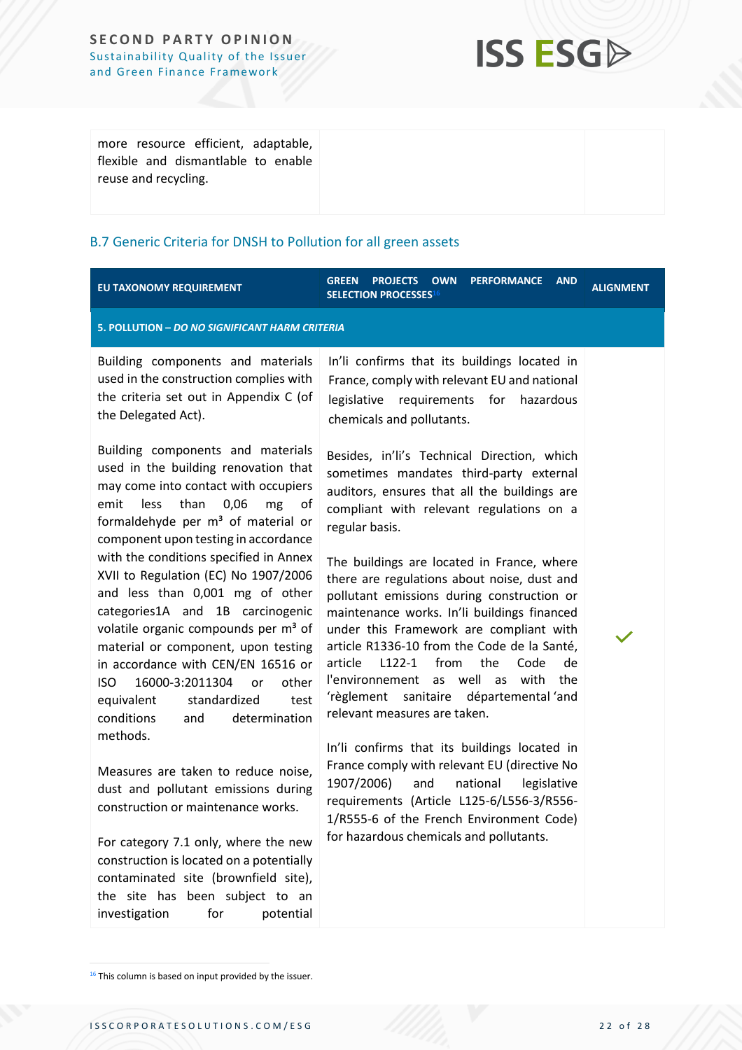| | | |
|---|---|---|
| more resource efficient, adaptable, flexible and dismantlable to enable reuse and recycling. | | |

### B.7 Generic Criteria for DNSH to Pollution for all green assets

| EU TAXONOMY REQUIREMENT | GREEN PROJECTS OWN PERFORMANCE AND SELECTION PROCESSES[16] | ALIGNMENT |
|---|---|---|
| **5. POLLUTION – *DO NO SIGNIFICANT HARM CRITERIA*** | | |
| Building components and materials used in the construction complies with the criteria set out in Appendix C (of the Delegated Act).<br><br>Building components and materials used in the building renovation that may come into contact with occupiers emit less than 0,06 mg of formaldehyde per m³ of material or component upon testing in accordance with the conditions specified in Annex XVII to Regulation (EC) No 1907/2006 and less than 0,001 mg of other categories1A and 1B carcinogenic volatile organic compounds per m³ of material or component, upon testing in accordance with CEN/EN 16516 or ISO 16000-3:2011304 or other equivalent standardized test conditions and determination methods.<br><br>Measures are taken to reduce noise, dust and pollutant emissions during construction or maintenance works.<br><br>For category 7.1 only, where the new construction is located on a potentially contaminated site (brownfield site), the site has been subject to an investigation for potential | In'li confirms that its buildings located in France, comply with relevant EU and national legislative requirements for hazardous chemicals and pollutants.<br><br>Besides, in'li's Technical Direction, which sometimes mandates third-party external auditors, ensures that all the buildings are compliant with relevant regulations on a regular basis.<br><br>The buildings are located in France, where there are regulations about noise, dust and pollutant emissions during construction or maintenance works. In'li buildings financed under this Framework are compliant with article R1336-10 from the Code de la Santé, article L122-1 from the Code de l'environnement as well as with the 'règlement sanitaire départemental 'and relevant measures are taken.<br><br>In'li confirms that its buildings located in France comply with relevant EU (directive No 1907/2006) and national legislative requirements (Article L125-6/L556-3/R556-1/R555-6 of the French Environment Code) for hazardous chemicals and pollutants. | ✓ |

[16] This column is based on input provided by the issuer.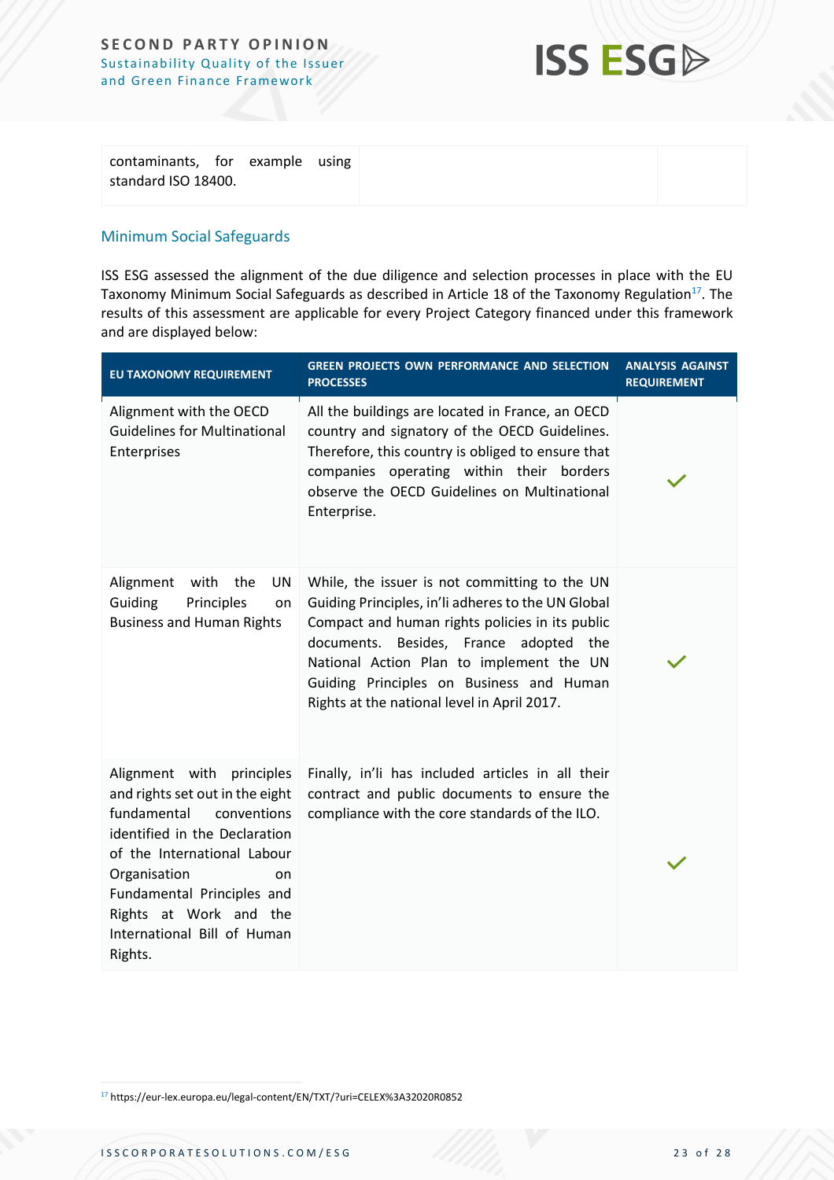| | | |
|---|---|---|
| contaminants, for example using standard ISO 18400. | | |

## Minimum Social Safeguards

ISS ESG assessed the alignment of the due diligence and selection processes in place with the EU Taxonomy Minimum Social Safeguards as described in Article 18 of the Taxonomy Regulation[17]. The results of this assessment are applicable for every Project Category financed under this framework and are displayed below:

| EU TAXONOMY REQUIREMENT | GREEN PROJECTS OWN PERFORMANCE AND SELECTION PROCESSES | ANALYSIS AGAINST REQUIREMENT |
|---|---|---|
| Alignment with the OECD Guidelines for Multinational Enterprises | All the buildings are located in France, an OECD country and signatory of the OECD Guidelines. Therefore, this country is obliged to ensure that companies operating within their borders observe the OECD Guidelines on Multinational Enterprise. | ✓ |
| Alignment with the UN Guiding Principles on Business and Human Rights | While, the issuer is not committing to the UN Guiding Principles, in'li adheres to the UN Global Compact and human rights policies in its public documents. Besides, France adopted the National Action Plan to implement the UN Guiding Principles on Business and Human Rights at the national level in April 2017. | ✓ |
| Alignment with principles and rights set out in the eight fundamental conventions identified in the Declaration of the International Labour Organisation on Fundamental Principles and Rights at Work and the International Bill of Human Rights. | Finally, in'li has included articles in all their contract and public documents to ensure the compliance with the core standards of the ILO. | ✓ |

[17] https://eur-lex.europa.eu/legal-content/EN/TXT/?uri=CELEX%3A32020R0852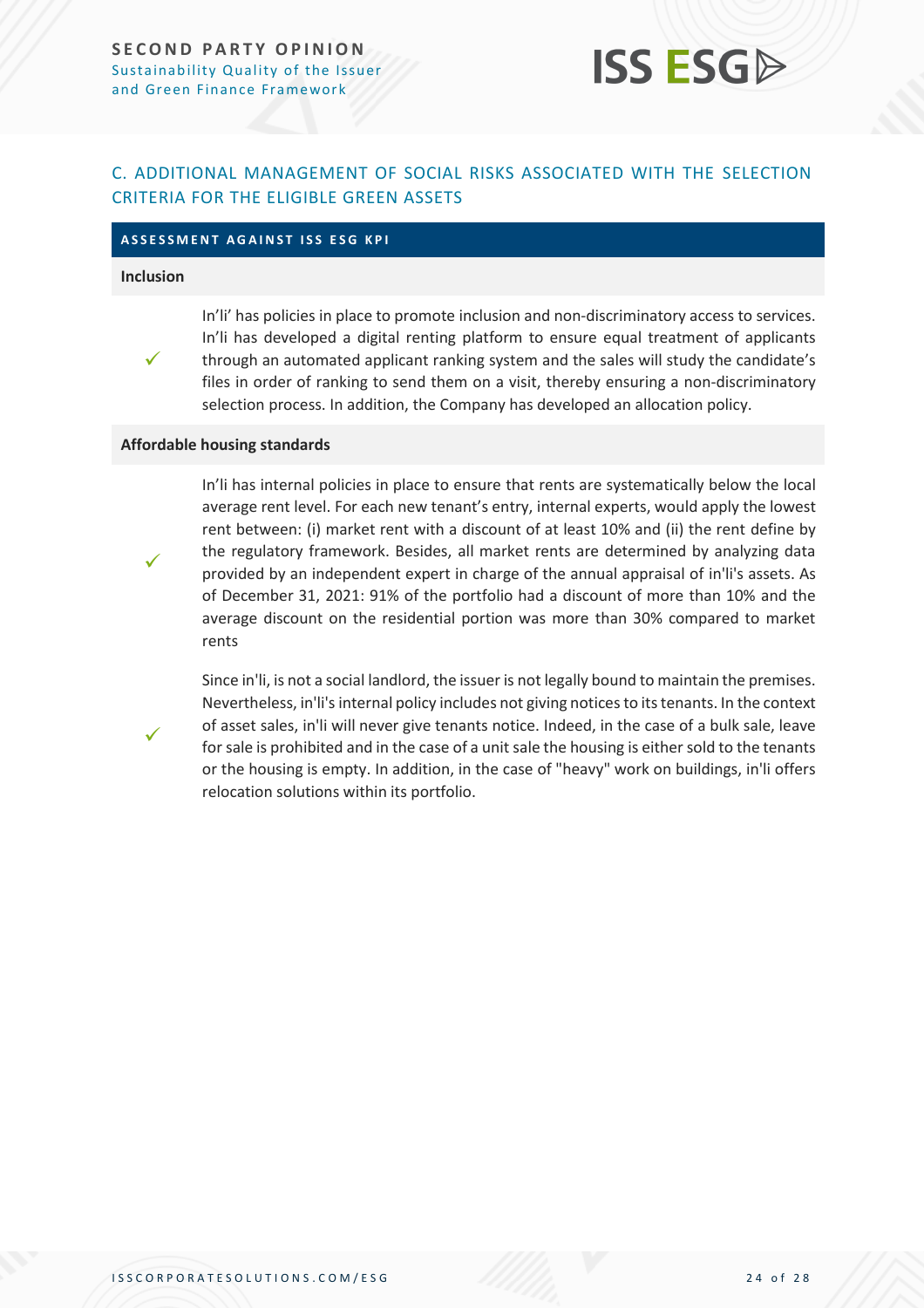## C. ADDITIONAL MANAGEMENT OF SOCIAL RISKS ASSOCIATED WITH THE SELECTION CRITERIA FOR THE ELIGIBLE GREEN ASSETS

| ASSESSMENT AGAINST ISS ESG KPI | |
|---|---|
| **Inclusion** | |
| ✓ | In'li' has policies in place to promote inclusion and non-discriminatory access to services. In'li has developed a digital renting platform to ensure equal treatment of applicants through an automated applicant ranking system and the sales will study the candidate's files in order of ranking to send them on a visit, thereby ensuring a non-discriminatory selection process. In addition, the Company has developed an allocation policy. |
| **Affordable housing standards** | |
| ✓ | In'li has internal policies in place to ensure that rents are systematically below the local average rent level. For each new tenant's entry, internal experts, would apply the lowest rent between: (i) market rent with a discount of at least 10% and (ii) the rent define by the regulatory framework. Besides, all market rents are determined by analyzing data provided by an independent expert in charge of the annual appraisal of in'li's assets. As of December 31, 2021: 91% of the portfolio had a discount of more than 10% and the average discount on the residential portion was more than 30% compared to market rents |
| ✓ | Since in'li, is not a social landlord, the issuer is not legally bound to maintain the premises. Nevertheless, in'li's internal policy includes not giving notices to its tenants. In the context of asset sales, in'li will never give tenants notice. Indeed, in the case of a bulk sale, leave for sale is prohibited and in the case of a unit sale the housing is either sold to the tenants or the housing is empty. In addition, in the case of "heavy" work on buildings, in'li offers relocation solutions within its portfolio. |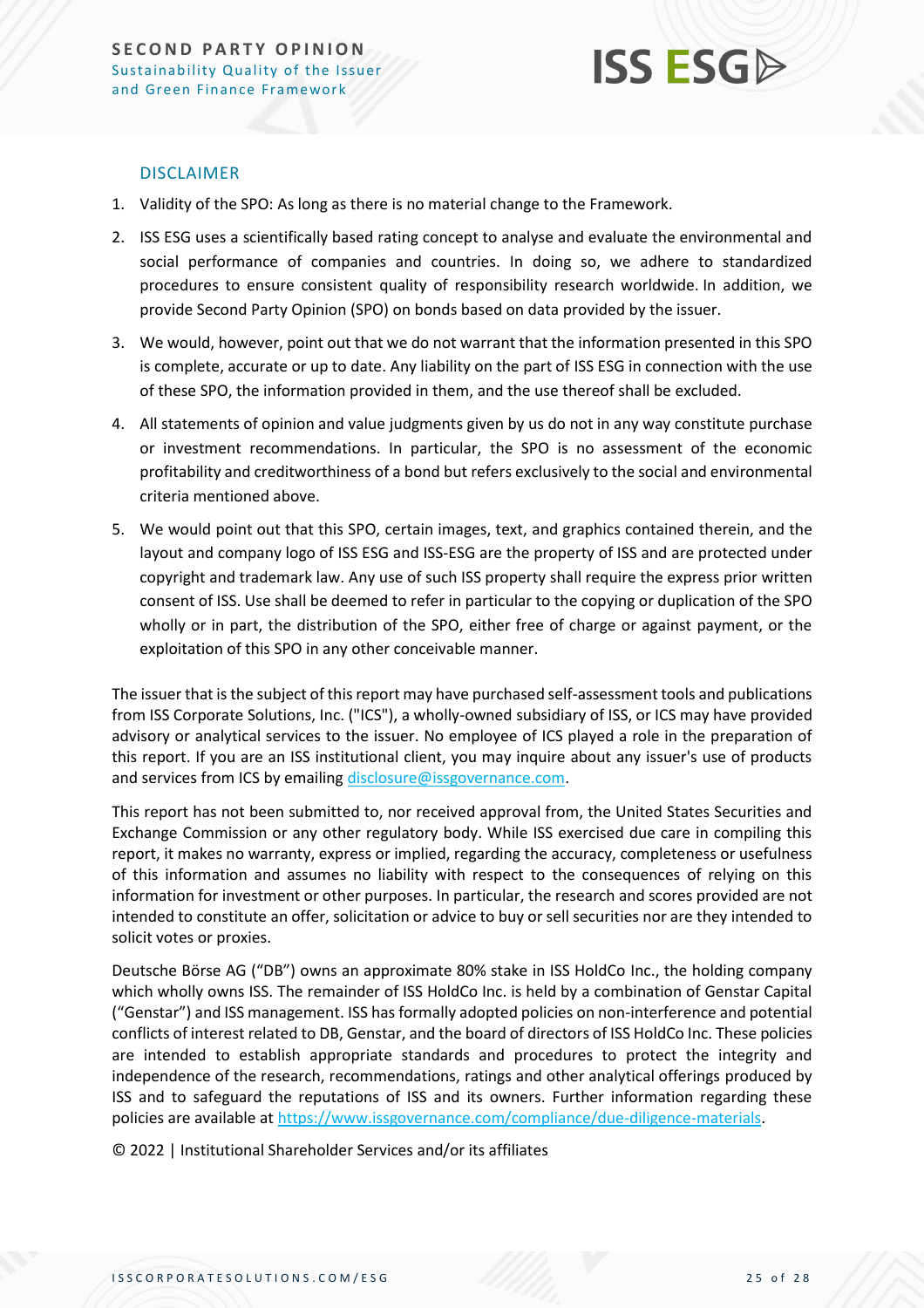## DISCLAIMER

1. Validity of the SPO: As long as there is no material change to the Framework.
2. ISS ESG uses a scientifically based rating concept to analyse and evaluate the environmental and social performance of companies and countries. In doing so, we adhere to standardized procedures to ensure consistent quality of responsibility research worldwide. In addition, we provide Second Party Opinion (SPO) on bonds based on data provided by the issuer.
3. We would, however, point out that we do not warrant that the information presented in this SPO is complete, accurate or up to date. Any liability on the part of ISS ESG in connection with the use of these SPO, the information provided in them, and the use thereof shall be excluded.
4. All statements of opinion and value judgments given by us do not in any way constitute purchase or investment recommendations. In particular, the SPO is no assessment of the economic profitability and creditworthiness of a bond but refers exclusively to the social and environmental criteria mentioned above.
5. We would point out that this SPO, certain images, text, and graphics contained therein, and the layout and company logo of ISS ESG and ISS-ESG are the property of ISS and are protected under copyright and trademark law. Any use of such ISS property shall require the express prior written consent of ISS. Use shall be deemed to refer in particular to the copying or duplication of the SPO wholly or in part, the distribution of the SPO, either free of charge or against payment, or the exploitation of this SPO in any other conceivable manner.

The issuer that is the subject of this report may have purchased self-assessment tools and publications from ISS Corporate Solutions, Inc. ("ICS"), a wholly-owned subsidiary of ISS, or ICS may have provided advisory or analytical services to the issuer. No employee of ICS played a role in the preparation of this report. If you are an ISS institutional client, you may inquire about any issuer's use of products and services from ICS by emailing disclosure@issgovernance.com.

This report has not been submitted to, nor received approval from, the United States Securities and Exchange Commission or any other regulatory body. While ISS exercised due care in compiling this report, it makes no warranty, express or implied, regarding the accuracy, completeness or usefulness of this information and assumes no liability with respect to the consequences of relying on this information for investment or other purposes. In particular, the research and scores provided are not intended to constitute an offer, solicitation or advice to buy or sell securities nor are they intended to solicit votes or proxies.

Deutsche Börse AG ("DB") owns an approximate 80% stake in ISS HoldCo Inc., the holding company which wholly owns ISS. The remainder of ISS HoldCo Inc. is held by a combination of Genstar Capital ("Genstar") and ISS management. ISS has formally adopted policies on non-interference and potential conflicts of interest related to DB, Genstar, and the board of directors of ISS HoldCo Inc. These policies are intended to establish appropriate standards and procedures to protect the integrity and independence of the research, recommendations, ratings and other analytical offerings produced by ISS and to safeguard the reputations of ISS and its owners. Further information regarding these policies are available at https://www.issgovernance.com/compliance/due-diligence-materials.

© 2022 | Institutional Shareholder Services and/or its affiliates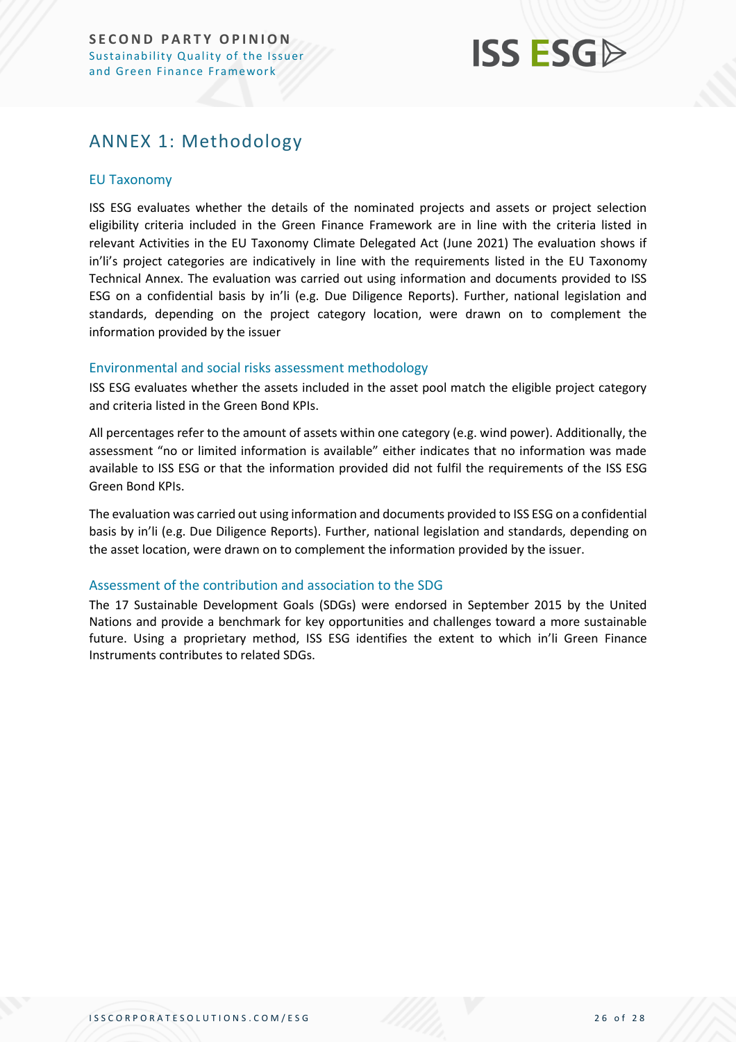## ANNEX 1: Methodology

### EU Taxonomy

ISS ESG evaluates whether the details of the nominated projects and assets or project selection eligibility criteria included in the Green Finance Framework are in line with the criteria listed in relevant Activities in the EU Taxonomy Climate Delegated Act (June 2021) The evaluation shows if in'li's project categories are indicatively in line with the requirements listed in the EU Taxonomy Technical Annex. The evaluation was carried out using information and documents provided to ISS ESG on a confidential basis by in'li (e.g. Due Diligence Reports). Further, national legislation and standards, depending on the project category location, were drawn on to complement the information provided by the issuer

### Environmental and social risks assessment methodology

ISS ESG evaluates whether the assets included in the asset pool match the eligible project category and criteria listed in the Green Bond KPIs.

All percentages refer to the amount of assets within one category (e.g. wind power). Additionally, the assessment "no or limited information is available" either indicates that no information was made available to ISS ESG or that the information provided did not fulfil the requirements of the ISS ESG Green Bond KPIs.

The evaluation was carried out using information and documents provided to ISS ESG on a confidential basis by in'li (e.g. Due Diligence Reports). Further, national legislation and standards, depending on the asset location, were drawn on to complement the information provided by the issuer.

### Assessment of the contribution and association to the SDG

The 17 Sustainable Development Goals (SDGs) were endorsed in September 2015 by the United Nations and provide a benchmark for key opportunities and challenges toward a more sustainable future. Using a proprietary method, ISS ESG identifies the extent to which in'li Green Finance Instruments contributes to related SDGs.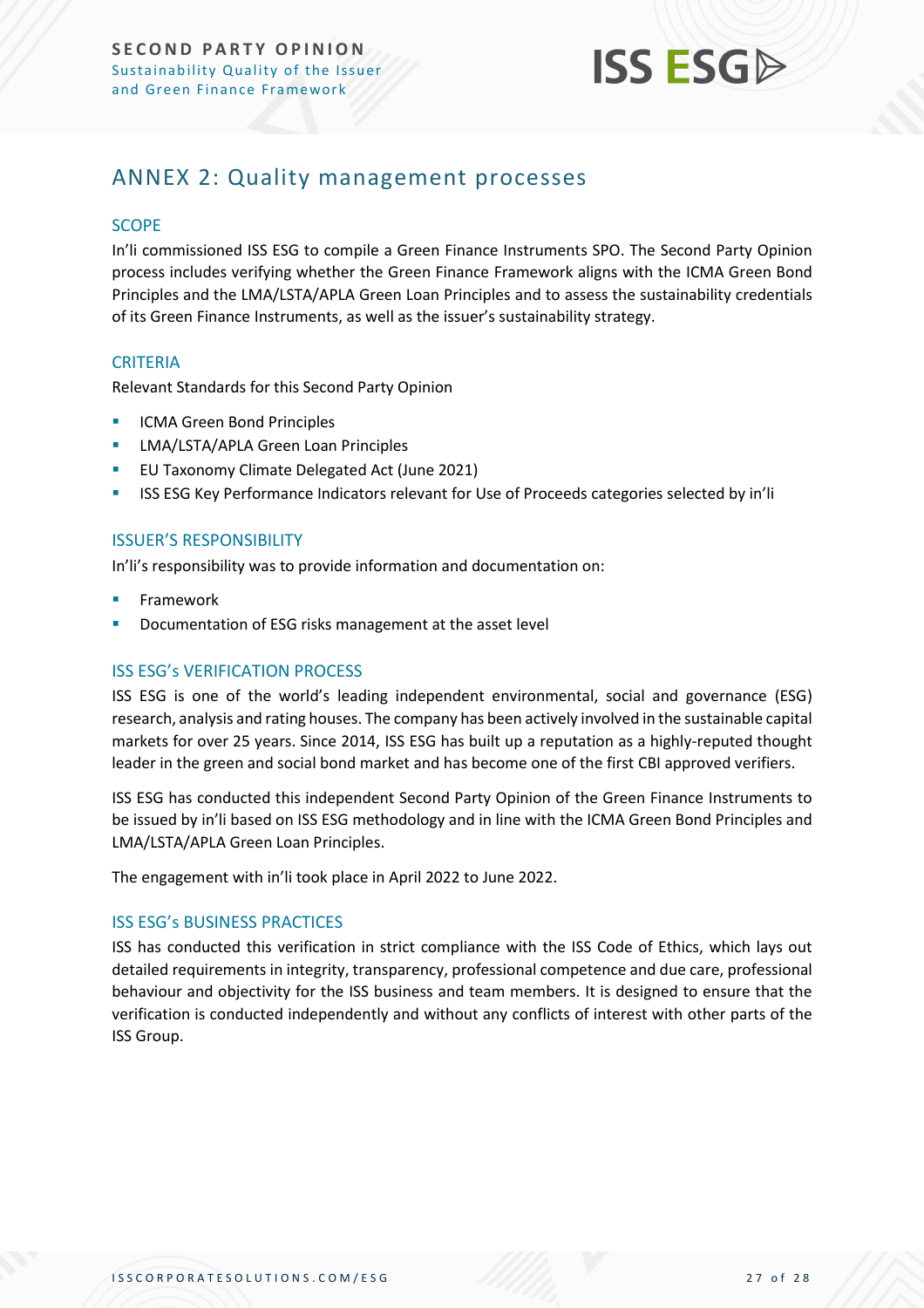## ANNEX 2: Quality management processes

### SCOPE

In'li commissioned ISS ESG to compile a Green Finance Instruments SPO. The Second Party Opinion process includes verifying whether the Green Finance Framework aligns with the ICMA Green Bond Principles and the LMA/LSTA/APLA Green Loan Principles and to assess the sustainability credentials of its Green Finance Instruments, as well as the issuer's sustainability strategy.

### CRITERIA

Relevant Standards for this Second Party Opinion

- ICMA Green Bond Principles
- LMA/LSTA/APLA Green Loan Principles
- EU Taxonomy Climate Delegated Act (June 2021)
- ISS ESG Key Performance Indicators relevant for Use of Proceeds categories selected by in'li

### ISSUER'S RESPONSIBILITY

In'li's responsibility was to provide information and documentation on:

- Framework
- Documentation of ESG risks management at the asset level

### ISS ESG's VERIFICATION PROCESS

ISS ESG is one of the world's leading independent environmental, social and governance (ESG) research, analysis and rating houses. The company has been actively involved in the sustainable capital markets for over 25 years. Since 2014, ISS ESG has built up a reputation as a highly-reputed thought leader in the green and social bond market and has become one of the first CBI approved verifiers.

ISS ESG has conducted this independent Second Party Opinion of the Green Finance Instruments to be issued by in'li based on ISS ESG methodology and in line with the ICMA Green Bond Principles and LMA/LSTA/APLA Green Loan Principles.

The engagement with in'li took place in April 2022 to June 2022.

### ISS ESG's BUSINESS PRACTICES

ISS has conducted this verification in strict compliance with the ISS Code of Ethics, which lays out detailed requirements in integrity, transparency, professional competence and due care, professional behaviour and objectivity for the ISS business and team members. It is designed to ensure that the verification is conducted independently and without any conflicts of interest with other parts of the ISS Group.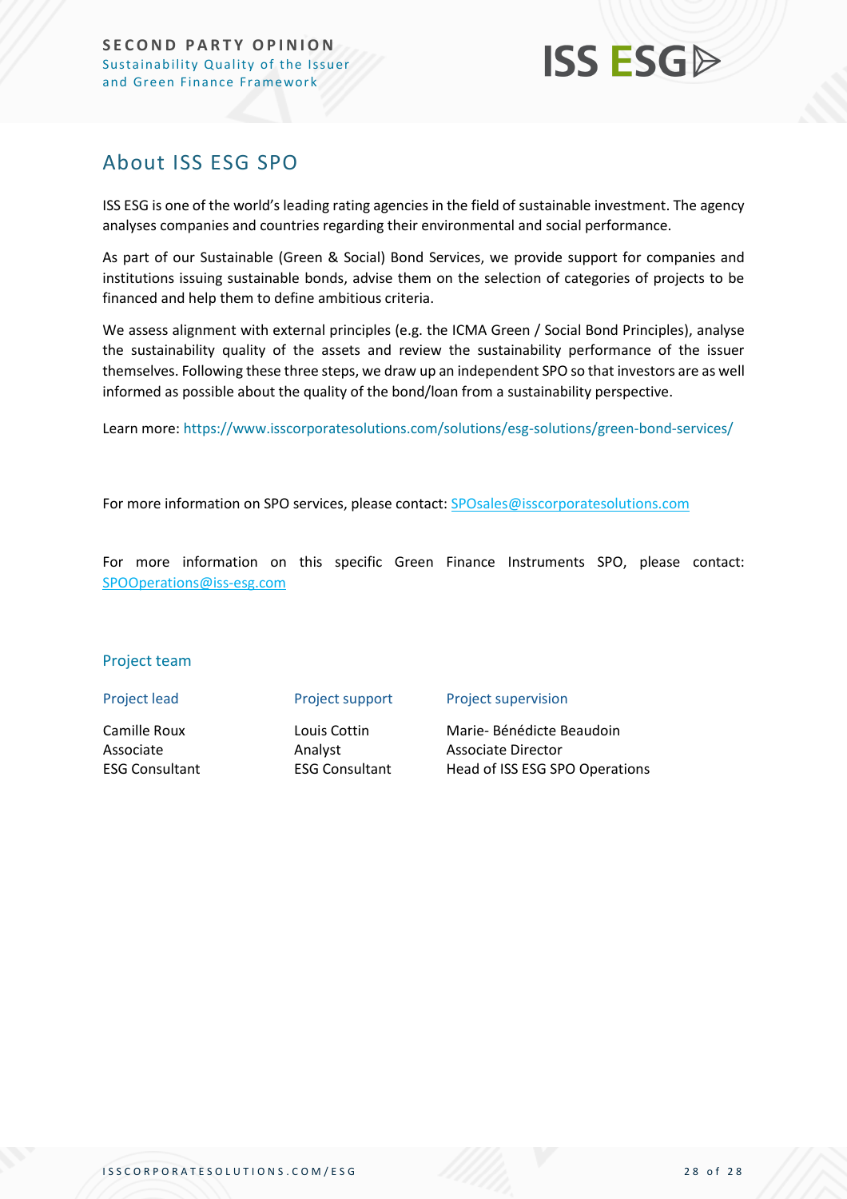## About ISS ESG SPO

ISS ESG is one of the world's leading rating agencies in the field of sustainable investment. The agency analyses companies and countries regarding their environmental and social performance.

As part of our Sustainable (Green & Social) Bond Services, we provide support for companies and institutions issuing sustainable bonds, advise them on the selection of categories of projects to be financed and help them to define ambitious criteria.

We assess alignment with external principles (e.g. the ICMA Green / Social Bond Principles), analyse the sustainability quality of the assets and review the sustainability performance of the issuer themselves. Following these three steps, we draw up an independent SPO so that investors are as well informed as possible about the quality of the bond/loan from a sustainability perspective.

Learn more: https://www.isscorporatesolutions.com/solutions/esg-solutions/green-bond-services/

For more information on SPO services, please contact: SPOsales@isscorporatesolutions.com

For more information on this specific Green Finance Instruments SPO, please contact: SPOOperations@iss-esg.com

### Project team

| Project lead | Project support | Project supervision |
|---|---|---|
| Camille Roux<br>Associate<br>ESG Consultant | Louis Cottin<br>Analyst<br>ESG Consultant | Marie- Bénédicte Beaudoin<br>Associate Director<br>Head of ISS ESG SPO Operations |